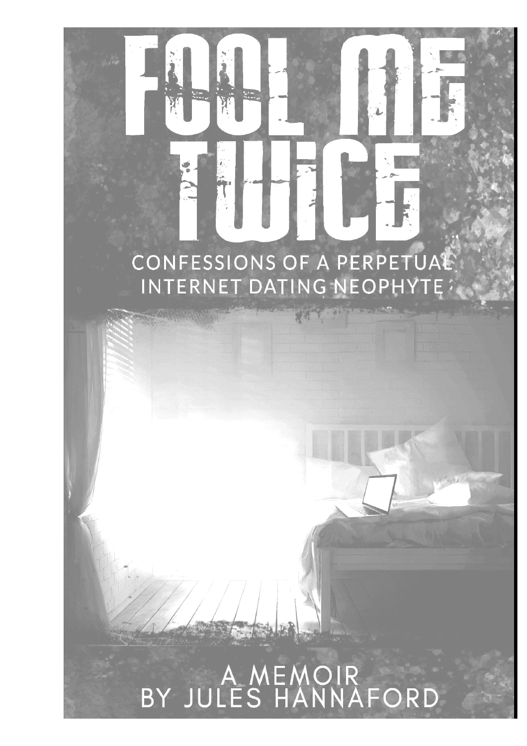# FOOL ME TWICE

## CONFESSIONS OF A PERPETUAL INTERNET DATING NEOPHYTE

A MEMOIR
BY JULES HANNAFORD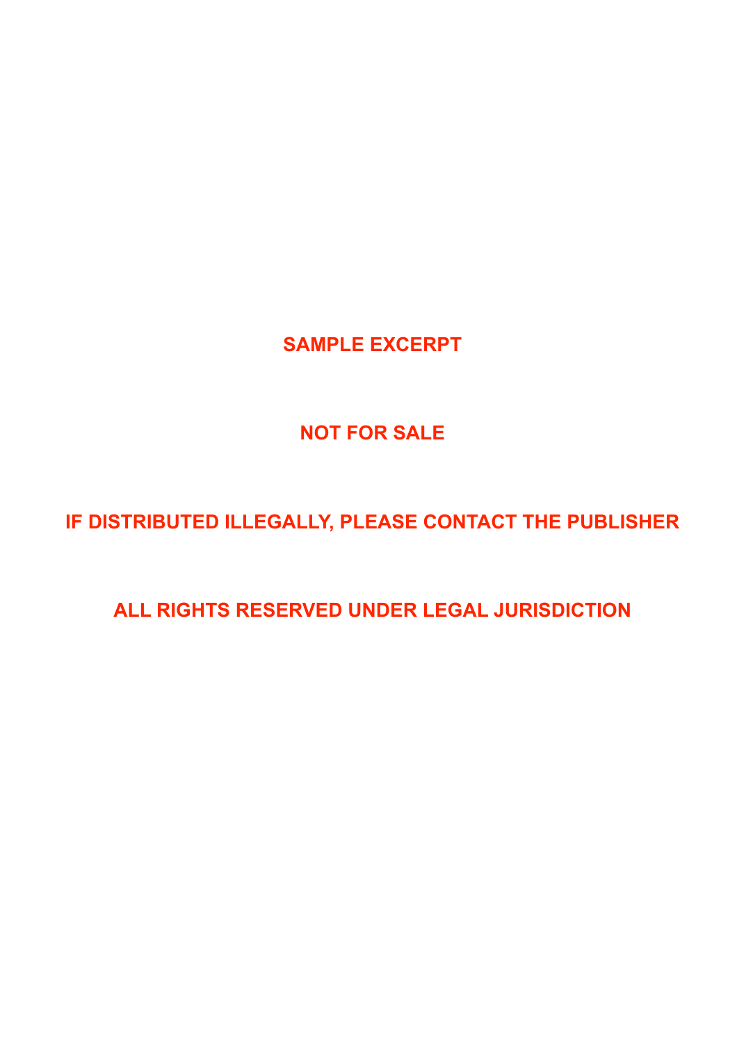**SAMPLE EXCERPT**

**NOT FOR SALE**

**IF DISTRIBUTED ILLEGALLY, PLEASE CONTACT THE PUBLISHER**

**ALL RIGHTS RESERVED UNDER LEGAL JURISDICTION**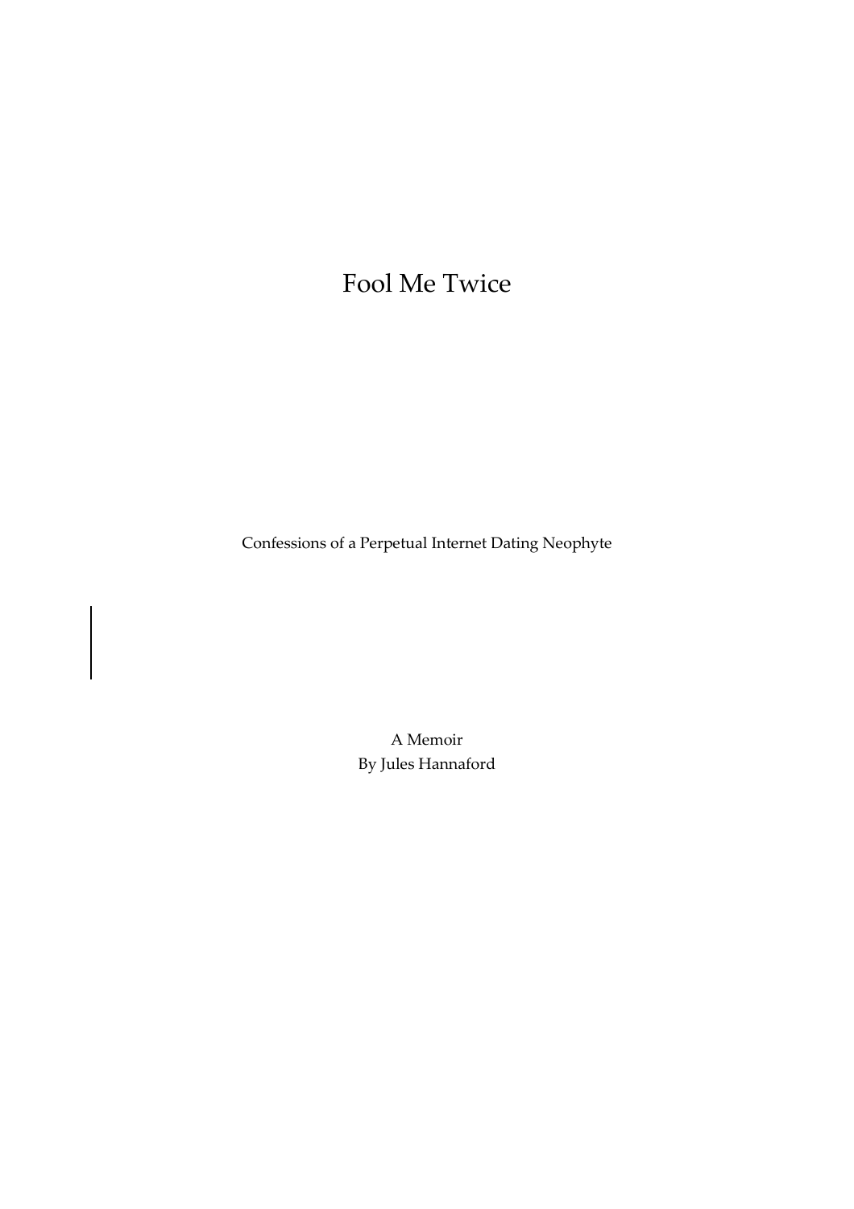# Fool Me Twice

Confessions of a Perpetual Internet Dating Neophyte

A Memoir
By Jules Hannaford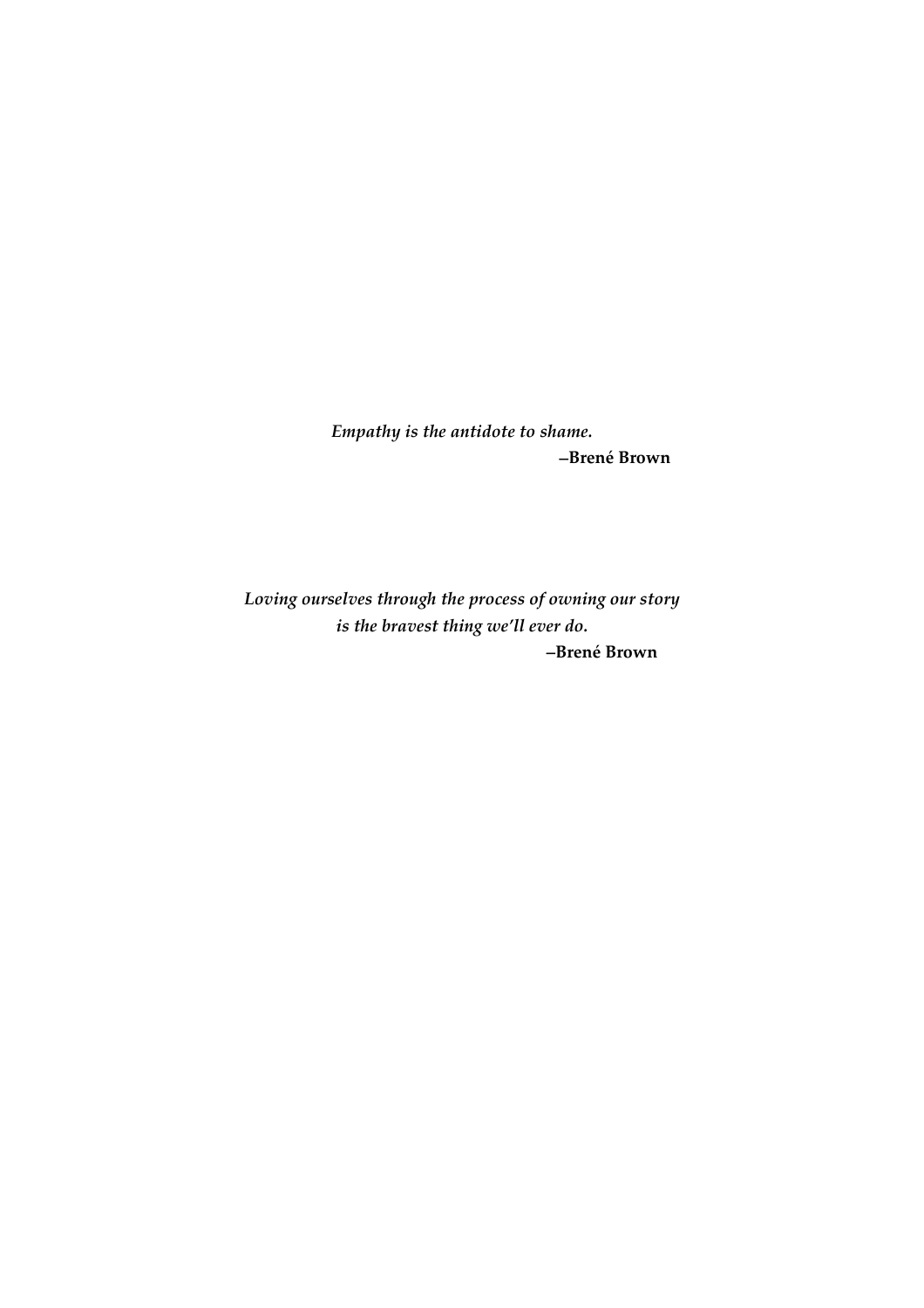*Empathy is the antidote to shame.*

**–Brené Brown**

*Loving ourselves through the process of owning our story*
*is the bravest thing we'll ever do.*

**–Brené Brown**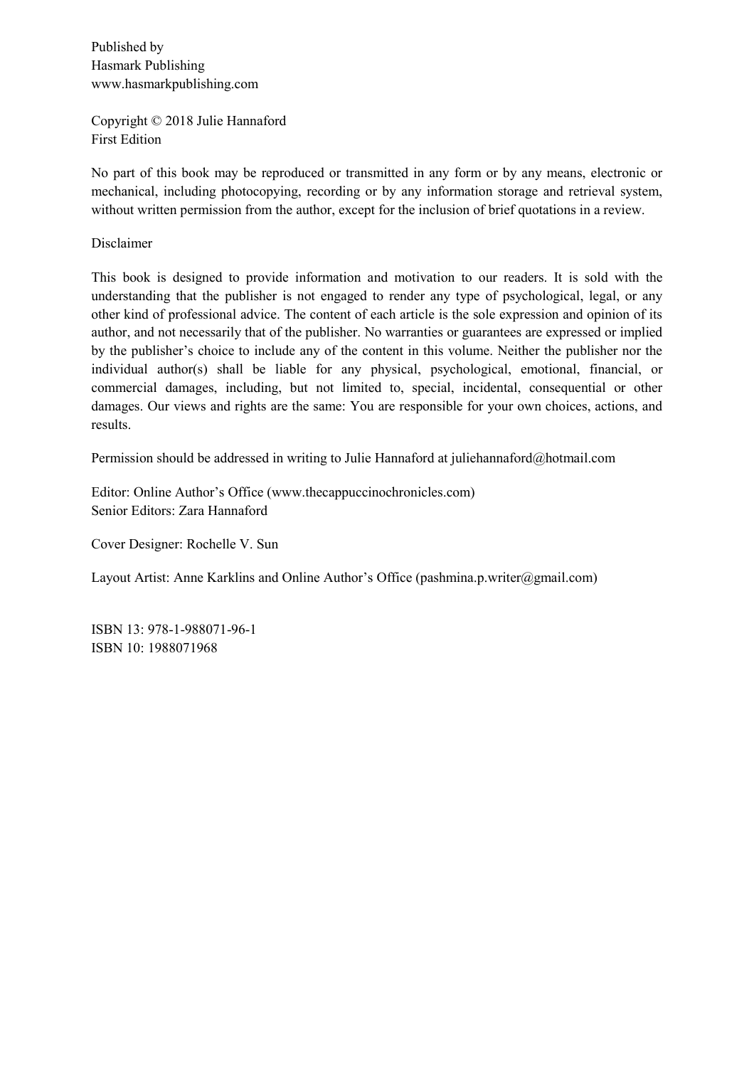Published by
Hasmark Publishing
www.hasmarkpublishing.com

Copyright © 2018 Julie Hannaford
First Edition

No part of this book may be reproduced or transmitted in any form or by any means, electronic or mechanical, including photocopying, recording or by any information storage and retrieval system, without written permission from the author, except for the inclusion of brief quotations in a review.

Disclaimer

This book is designed to provide information and motivation to our readers. It is sold with the understanding that the publisher is not engaged to render any type of psychological, legal, or any other kind of professional advice. The content of each article is the sole expression and opinion of its author, and not necessarily that of the publisher. No warranties or guarantees are expressed or implied by the publisher's choice to include any of the content in this volume. Neither the publisher nor the individual author(s) shall be liable for any physical, psychological, emotional, financial, or commercial damages, including, but not limited to, special, incidental, consequential or other damages. Our views and rights are the same: You are responsible for your own choices, actions, and results.

Permission should be addressed in writing to Julie Hannaford at juliehannaford@hotmail.com

Editor: Online Author's Office (www.thecappuccinochronicles.com)
Senior Editors: Zara Hannaford

Cover Designer: Rochelle V. Sun

Layout Artist: Anne Karklins and Online Author's Office (pashmina.p.writer@gmail.com)

ISBN 13: 978-1-988071-96-1
ISBN 10: 1988071968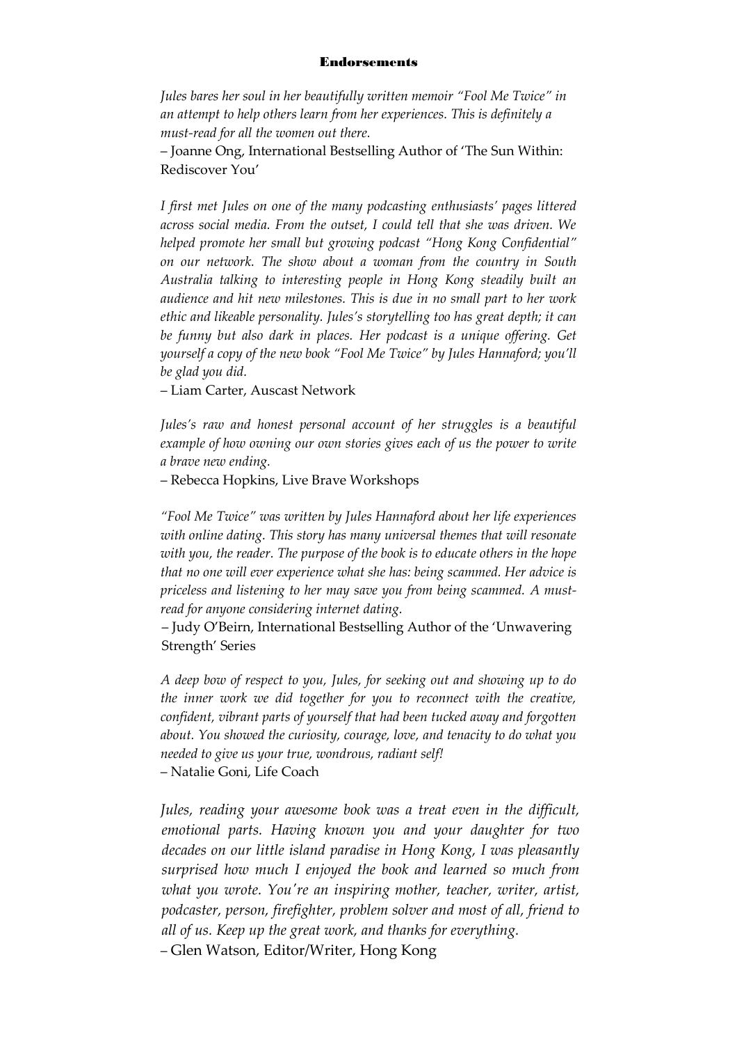# Endorsements

*Jules bares her soul in her beautifully written memoir "Fool Me Twice" in an attempt to help others learn from her experiences. This is definitely a must-read for all the women out there.*

– Joanne Ong, International Bestselling Author of 'The Sun Within: Rediscover You'

*I first met Jules on one of the many podcasting enthusiasts' pages littered across social media. From the outset, I could tell that she was driven. We helped promote her small but growing podcast "Hong Kong Confidential" on our network. The show about a woman from the country in South Australia talking to interesting people in Hong Kong steadily built an audience and hit new milestones. This is due in no small part to her work ethic and likeable personality. Jules's storytelling too has great depth; it can be funny but also dark in places. Her podcast is a unique offering. Get yourself a copy of the new book "Fool Me Twice" by Jules Hannaford; you'll be glad you did.*

– Liam Carter, Auscast Network

*Jules's raw and honest personal account of her struggles is a beautiful example of how owning our own stories gives each of us the power to write a brave new ending.*

– Rebecca Hopkins, Live Brave Workshops

*"Fool Me Twice" was written by Jules Hannaford about her life experiences with online dating. This story has many universal themes that will resonate with you, the reader. The purpose of the book is to educate others in the hope that no one will ever experience what she has: being scammed. Her advice is priceless and listening to her may save you from being scammed. A must-read for anyone considering internet dating.*

– Judy O'Beirn, International Bestselling Author of the 'Unwavering Strength' Series

*A deep bow of respect to you, Jules, for seeking out and showing up to do the inner work we did together for you to reconnect with the creative, confident, vibrant parts of yourself that had been tucked away and forgotten about. You showed the curiosity, courage, love, and tenacity to do what you needed to give us your true, wondrous, radiant self!*

– Natalie Goni, Life Coach

*Jules, reading your awesome book was a treat even in the difficult, emotional parts. Having known you and your daughter for two decades on our little island paradise in Hong Kong, I was pleasantly surprised how much I enjoyed the book and learned so much from what you wrote. You're an inspiring mother, teacher, writer, artist, podcaster, person, firefighter, problem solver and most of all, friend to all of us. Keep up the great work, and thanks for everything.*

– Glen Watson, Editor/Writer, Hong Kong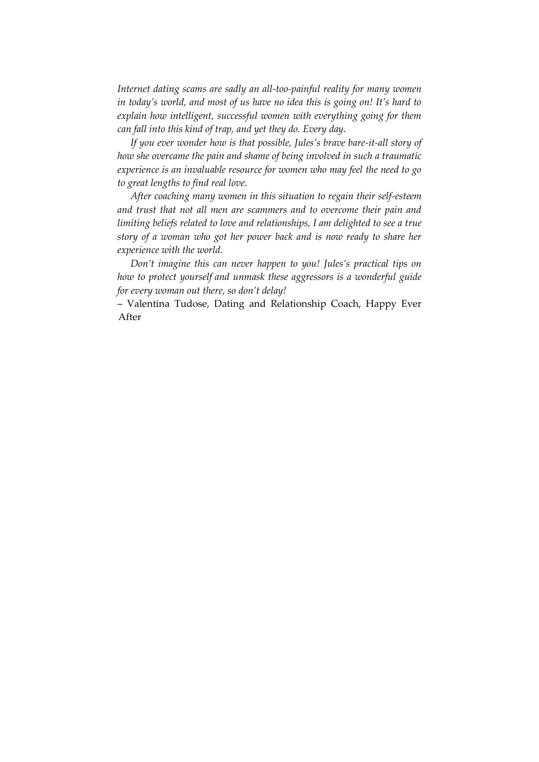*Internet dating scams are sadly an all-too-painful reality for many women in today's world, and most of us have no idea this is going on! It's hard to explain how intelligent, successful women with everything going for them can fall into this kind of trap, and yet they do. Every day.*

*If you ever wonder how is that possible, Jules's brave bare-it-all story of how she overcame the pain and shame of being involved in such a traumatic experience is an invaluable resource for women who may feel the need to go to great lengths to find real love.*

*After coaching many women in this situation to regain their self-esteem and trust that not all men are scammers and to overcome their pain and limiting beliefs related to love and relationships, I am delighted to see a true story of a woman who got her power back and is now ready to share her experience with the world.*

*Don't imagine this can never happen to you! Jules's practical tips on how to protect yourself and unmask these aggressors is a wonderful guide for every woman out there, so don't delay!*

– Valentina Tudose, Dating and Relationship Coach, Happy Ever After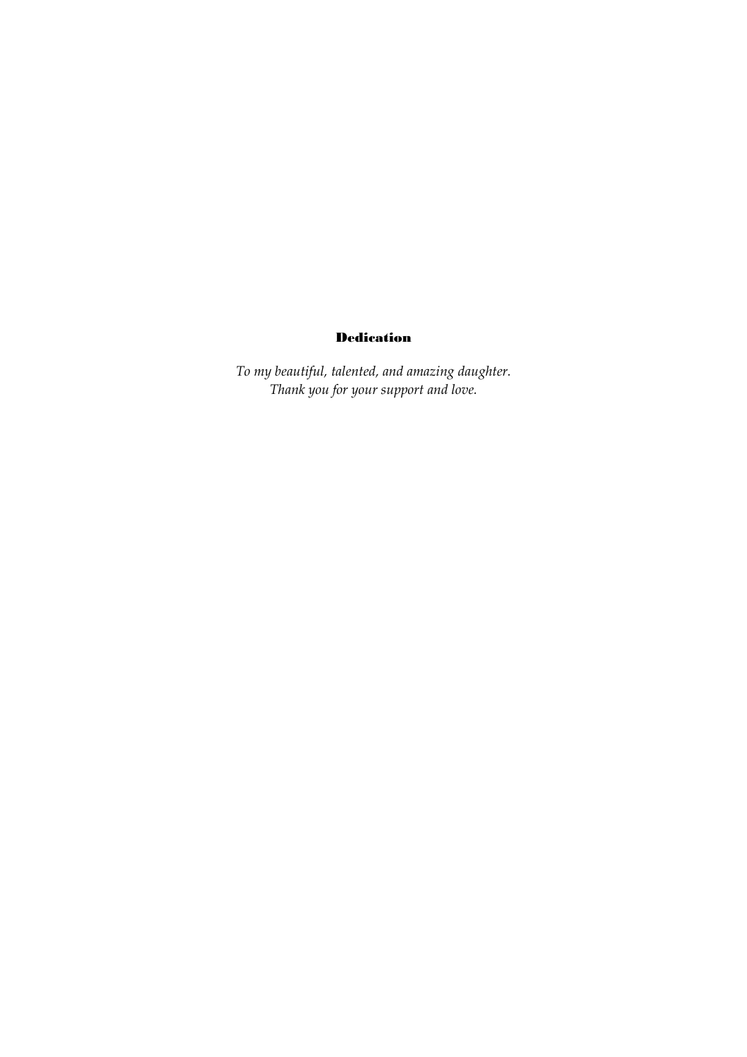## Dedication

*To my beautiful, talented, and amazing daughter.*
*Thank you for your support and love.*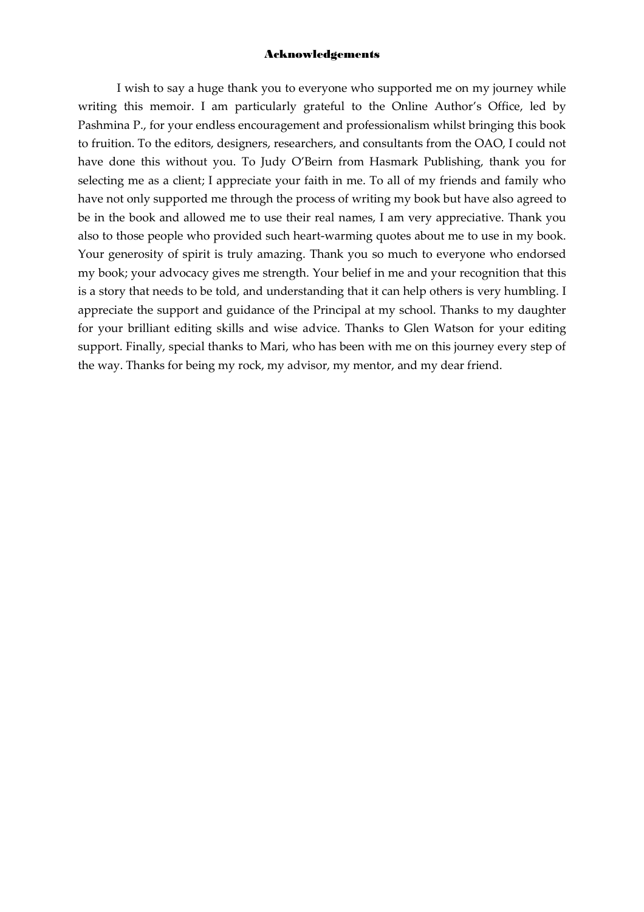# Acknowledgements

I wish to say a huge thank you to everyone who supported me on my journey while writing this memoir. I am particularly grateful to the Online Author's Office, led by Pashmina P., for your endless encouragement and professionalism whilst bringing this book to fruition. To the editors, designers, researchers, and consultants from the OAO, I could not have done this without you. To Judy O'Beirn from Hasmark Publishing, thank you for selecting me as a client; I appreciate your faith in me. To all of my friends and family who have not only supported me through the process of writing my book but have also agreed to be in the book and allowed me to use their real names, I am very appreciative. Thank you also to those people who provided such heart-warming quotes about me to use in my book. Your generosity of spirit is truly amazing. Thank you so much to everyone who endorsed my book; your advocacy gives me strength. Your belief in me and your recognition that this is a story that needs to be told, and understanding that it can help others is very humbling. I appreciate the support and guidance of the Principal at my school. Thanks to my daughter for your brilliant editing skills and wise advice. Thanks to Glen Watson for your editing support. Finally, special thanks to Mari, who has been with me on this journey every step of the way. Thanks for being my rock, my advisor, my mentor, and my dear friend.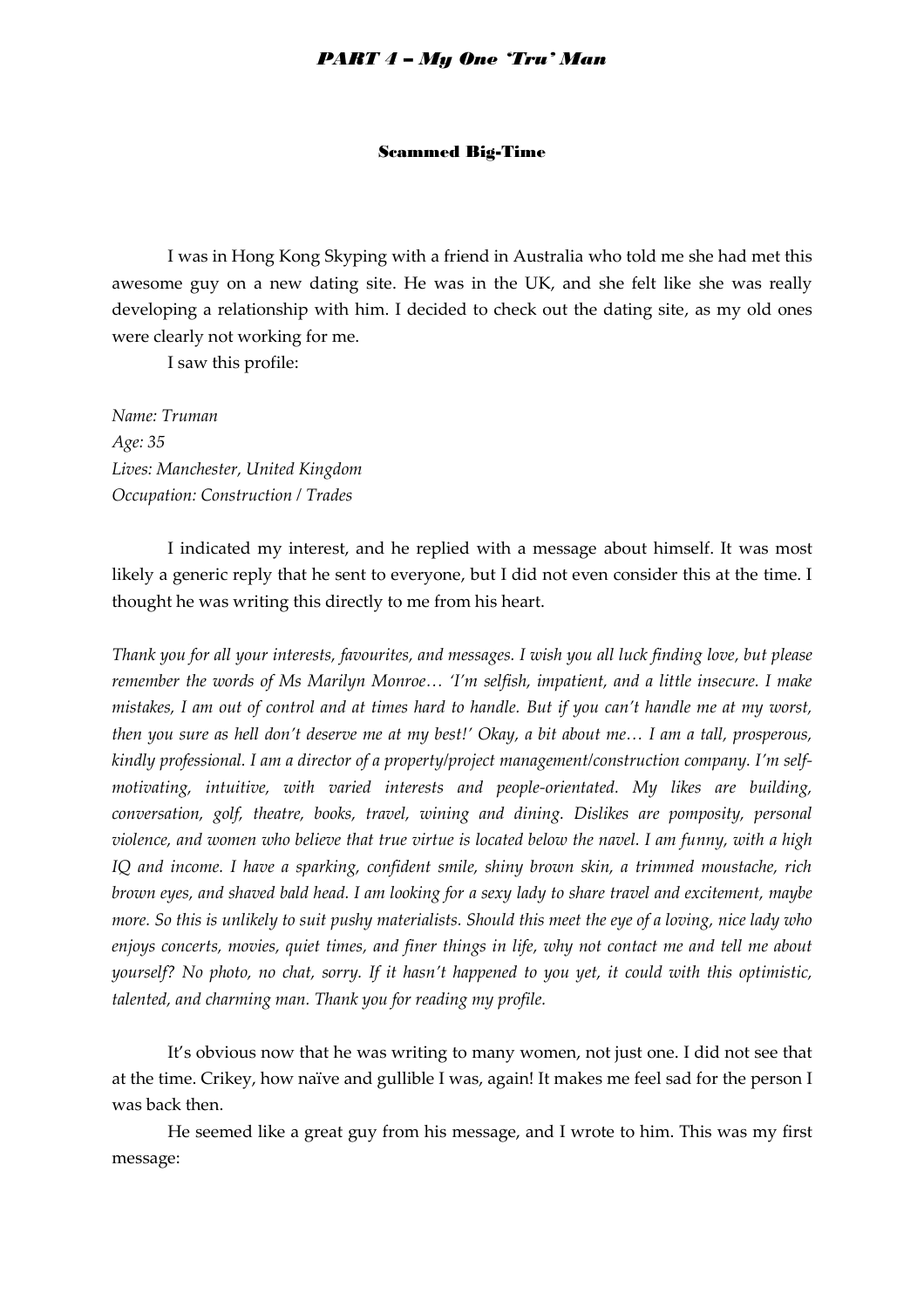### Scammed Big-Time

I was in Hong Kong Skyping with a friend in Australia who told me she had met this awesome guy on a new dating site. He was in the UK, and she felt like she was really developing a relationship with him. I decided to check out the dating site, as my old ones were clearly not working for me.

I saw this profile:

*Name: Truman*
*Age: 35*
*Lives: Manchester, United Kingdom*
*Occupation: Construction / Trades*

I indicated my interest, and he replied with a message about himself. It was most likely a generic reply that he sent to everyone, but I did not even consider this at the time. I thought he was writing this directly to me from his heart.

*Thank you for all your interests, favourites, and messages. I wish you all luck finding love, but please remember the words of Ms Marilyn Monroe… 'I'm selfish, impatient, and a little insecure. I make mistakes, I am out of control and at times hard to handle. But if you can't handle me at my worst, then you sure as hell don't deserve me at my best!' Okay, a bit about me… I am a tall, prosperous, kindly professional. I am a director of a property/project management/construction company. I'm self-motivating, intuitive, with varied interests and people-orientated. My likes are building, conversation, golf, theatre, books, travel, wining and dining. Dislikes are pomposity, personal violence, and women who believe that true virtue is located below the navel. I am funny, with a high IQ and income. I have a sparking, confident smile, shiny brown skin, a trimmed moustache, rich brown eyes, and shaved bald head. I am looking for a sexy lady to share travel and excitement, maybe more. So this is unlikely to suit pushy materialists. Should this meet the eye of a loving, nice lady who enjoys concerts, movies, quiet times, and finer things in life, why not contact me and tell me about yourself? No photo, no chat, sorry. If it hasn't happened to you yet, it could with this optimistic, talented, and charming man. Thank you for reading my profile.*

It's obvious now that he was writing to many women, not just one. I did not see that at the time. Crikey, how naïve and gullible I was, again! It makes me feel sad for the person I was back then.

He seemed like a great guy from his message, and I wrote to him. This was my first message: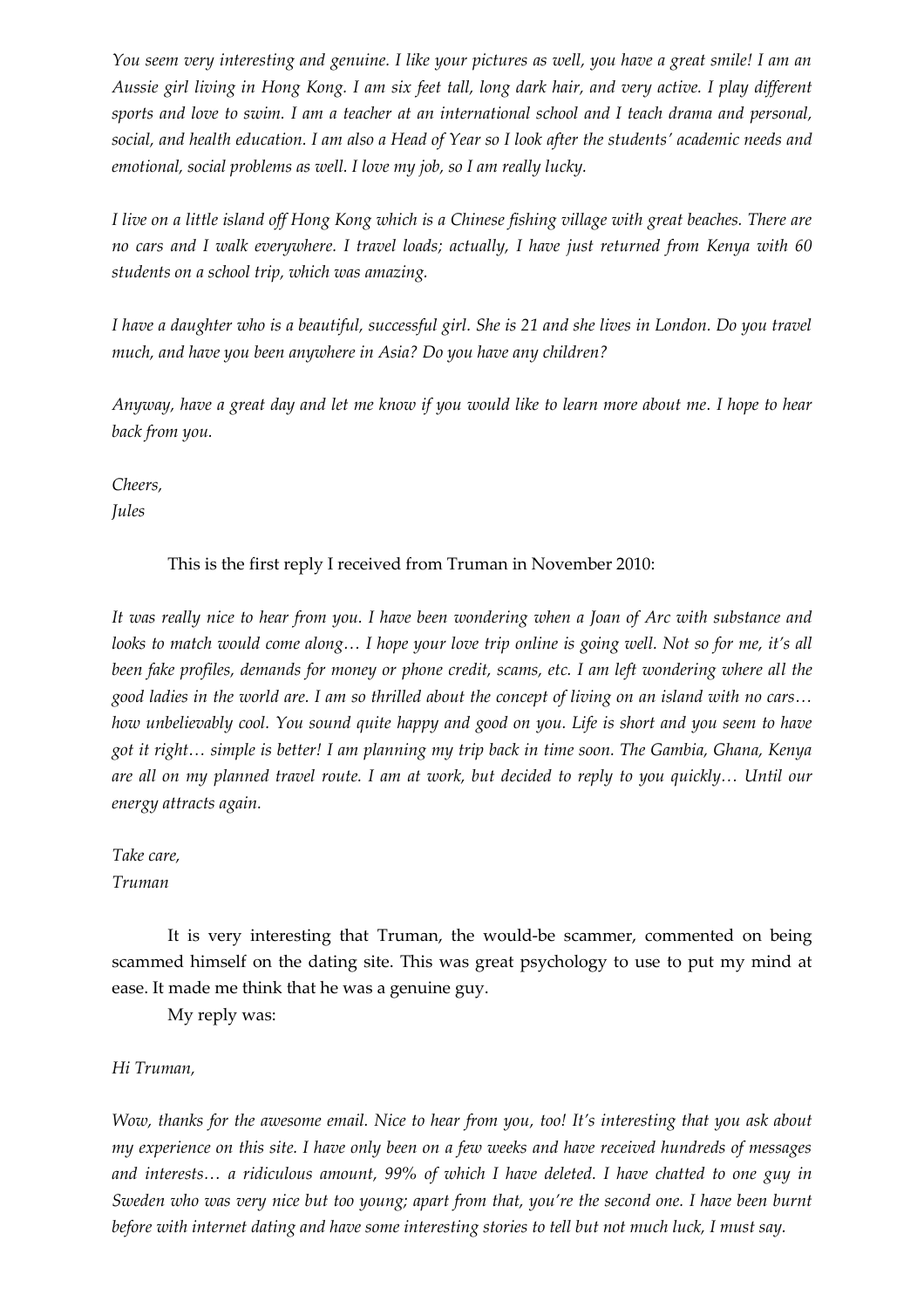*You seem very interesting and genuine. I like your pictures as well, you have a great smile! I am an Aussie girl living in Hong Kong. I am six feet tall, long dark hair, and very active. I play different sports and love to swim. I am a teacher at an international school and I teach drama and personal, social, and health education. I am also a Head of Year so I look after the students' academic needs and emotional, social problems as well. I love my job, so I am really lucky.*

*I live on a little island off Hong Kong which is a Chinese fishing village with great beaches. There are no cars and I walk everywhere. I travel loads; actually, I have just returned from Kenya with 60 students on a school trip, which was amazing.*

*I have a daughter who is a beautiful, successful girl. She is 21 and she lives in London. Do you travel much, and have you been anywhere in Asia? Do you have any children?*

*Anyway, have a great day and let me know if you would like to learn more about me. I hope to hear back from you.*

*Cheers,*
*Jules*

This is the first reply I received from Truman in November 2010:

*It was really nice to hear from you. I have been wondering when a Joan of Arc with substance and looks to match would come along… I hope your love trip online is going well. Not so for me, it's all been fake profiles, demands for money or phone credit, scams, etc. I am left wondering where all the good ladies in the world are. I am so thrilled about the concept of living on an island with no cars… how unbelievably cool. You sound quite happy and good on you. Life is short and you seem to have got it right… simple is better! I am planning my trip back in time soon. The Gambia, Ghana, Kenya are all on my planned travel route. I am at work, but decided to reply to you quickly… Until our energy attracts again.*

*Take care,*
*Truman*

It is very interesting that Truman, the would-be scammer, commented on being scammed himself on the dating site. This was great psychology to use to put my mind at ease. It made me think that he was a genuine guy.

My reply was:

*Hi Truman,*

*Wow, thanks for the awesome email. Nice to hear from you, too! It's interesting that you ask about my experience on this site. I have only been on a few weeks and have received hundreds of messages and interests… a ridiculous amount, 99% of which I have deleted. I have chatted to one guy in Sweden who was very nice but too young; apart from that, you're the second one. I have been burnt before with internet dating and have some interesting stories to tell but not much luck, I must say.*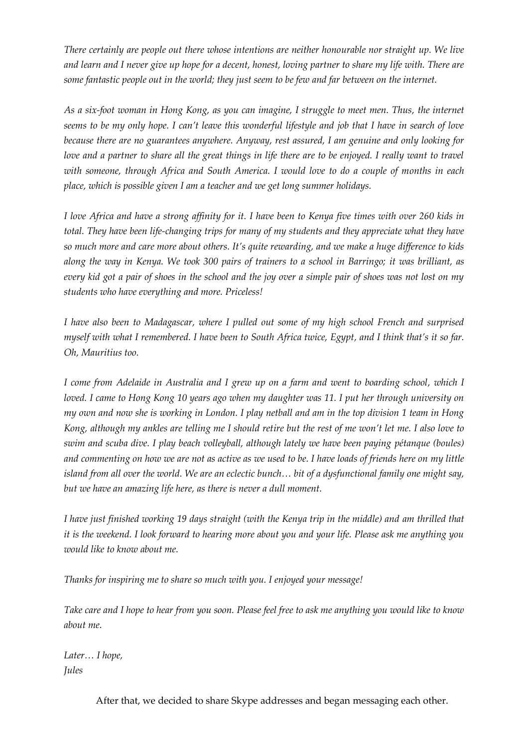*There certainly are people out there whose intentions are neither honourable nor straight up. We live and learn and I never give up hope for a decent, honest, loving partner to share my life with. There are some fantastic people out in the world; they just seem to be few and far between on the internet.*

*As a six-foot woman in Hong Kong, as you can imagine, I struggle to meet men. Thus, the internet seems to be my only hope. I can't leave this wonderful lifestyle and job that I have in search of love because there are no guarantees anywhere. Anyway, rest assured, I am genuine and only looking for love and a partner to share all the great things in life there are to be enjoyed. I really want to travel with someone, through Africa and South America. I would love to do a couple of months in each place, which is possible given I am a teacher and we get long summer holidays.*

*I love Africa and have a strong affinity for it. I have been to Kenya five times with over 260 kids in total. They have been life-changing trips for many of my students and they appreciate what they have so much more and care more about others. It's quite rewarding, and we make a huge difference to kids along the way in Kenya. We took 300 pairs of trainers to a school in Barringo; it was brilliant, as every kid got a pair of shoes in the school and the joy over a simple pair of shoes was not lost on my students who have everything and more. Priceless!*

*I have also been to Madagascar, where I pulled out some of my high school French and surprised myself with what I remembered. I have been to South Africa twice, Egypt, and I think that's it so far. Oh, Mauritius too.*

*I come from Adelaide in Australia and I grew up on a farm and went to boarding school, which I loved. I came to Hong Kong 10 years ago when my daughter was 11. I put her through university on my own and now she is working in London. I play netball and am in the top division 1 team in Hong Kong, although my ankles are telling me I should retire but the rest of me won't let me. I also love to swim and scuba dive. I play beach volleyball, although lately we have been paying pétanque (boules) and commenting on how we are not as active as we used to be. I have loads of friends here on my little island from all over the world. We are an eclectic bunch… bit of a dysfunctional family one might say, but we have an amazing life here, as there is never a dull moment.*

*I have just finished working 19 days straight (with the Kenya trip in the middle) and am thrilled that it is the weekend. I look forward to hearing more about you and your life. Please ask me anything you would like to know about me.*

*Thanks for inspiring me to share so much with you. I enjoyed your message!*

*Take care and I hope to hear from you soon. Please feel free to ask me anything you would like to know about me.*

*Later… I hope,*
*Jules*

After that, we decided to share Skype addresses and began messaging each other.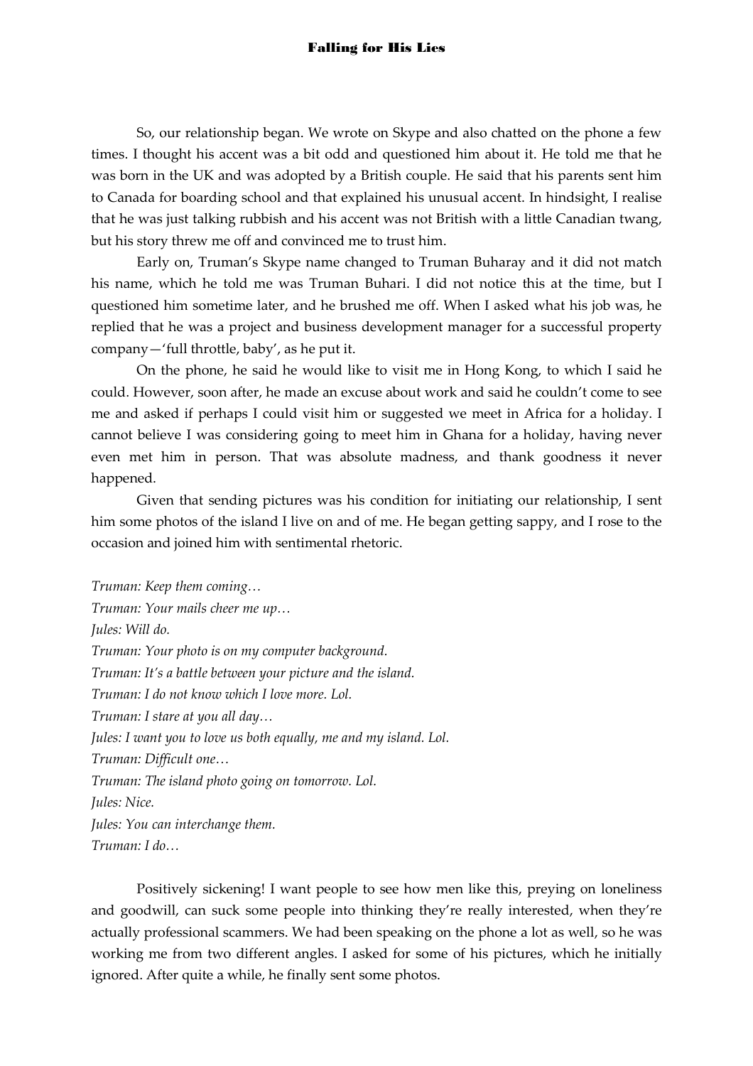So, our relationship began. We wrote on Skype and also chatted on the phone a few times. I thought his accent was a bit odd and questioned him about it. He told me that he was born in the UK and was adopted by a British couple. He said that his parents sent him to Canada for boarding school and that explained his unusual accent. In hindsight, I realise that he was just talking rubbish and his accent was not British with a little Canadian twang, but his story threw me off and convinced me to trust him.

Early on, Truman's Skype name changed to Truman Buharay and it did not match his name, which he told me was Truman Buhari. I did not notice this at the time, but I questioned him sometime later, and he brushed me off. When I asked what his job was, he replied that he was a project and business development manager for a successful property company—'full throttle, baby', as he put it.

On the phone, he said he would like to visit me in Hong Kong, to which I said he could. However, soon after, he made an excuse about work and said he couldn't come to see me and asked if perhaps I could visit him or suggested we meet in Africa for a holiday. I cannot believe I was considering going to meet him in Ghana for a holiday, having never even met him in person. That was absolute madness, and thank goodness it never happened.

Given that sending pictures was his condition for initiating our relationship, I sent him some photos of the island I live on and of me. He began getting sappy, and I rose to the occasion and joined him with sentimental rhetoric.

*Truman: Keep them coming…*
*Truman: Your mails cheer me up…*
*Jules: Will do.*
*Truman: Your photo is on my computer background.*
*Truman: It's a battle between your picture and the island.*
*Truman: I do not know which I love more. Lol.*
*Truman: I stare at you all day…*
*Jules: I want you to love us both equally, me and my island. Lol.*
*Truman: Difficult one…*
*Truman: The island photo going on tomorrow. Lol.*
*Jules: Nice.*
*Jules: You can interchange them.*
*Truman: I do…*

Positively sickening! I want people to see how men like this, preying on loneliness and goodwill, can suck some people into thinking they're really interested, when they're actually professional scammers. We had been speaking on the phone a lot as well, so he was working me from two different angles. I asked for some of his pictures, which he initially ignored. After quite a while, he finally sent some photos.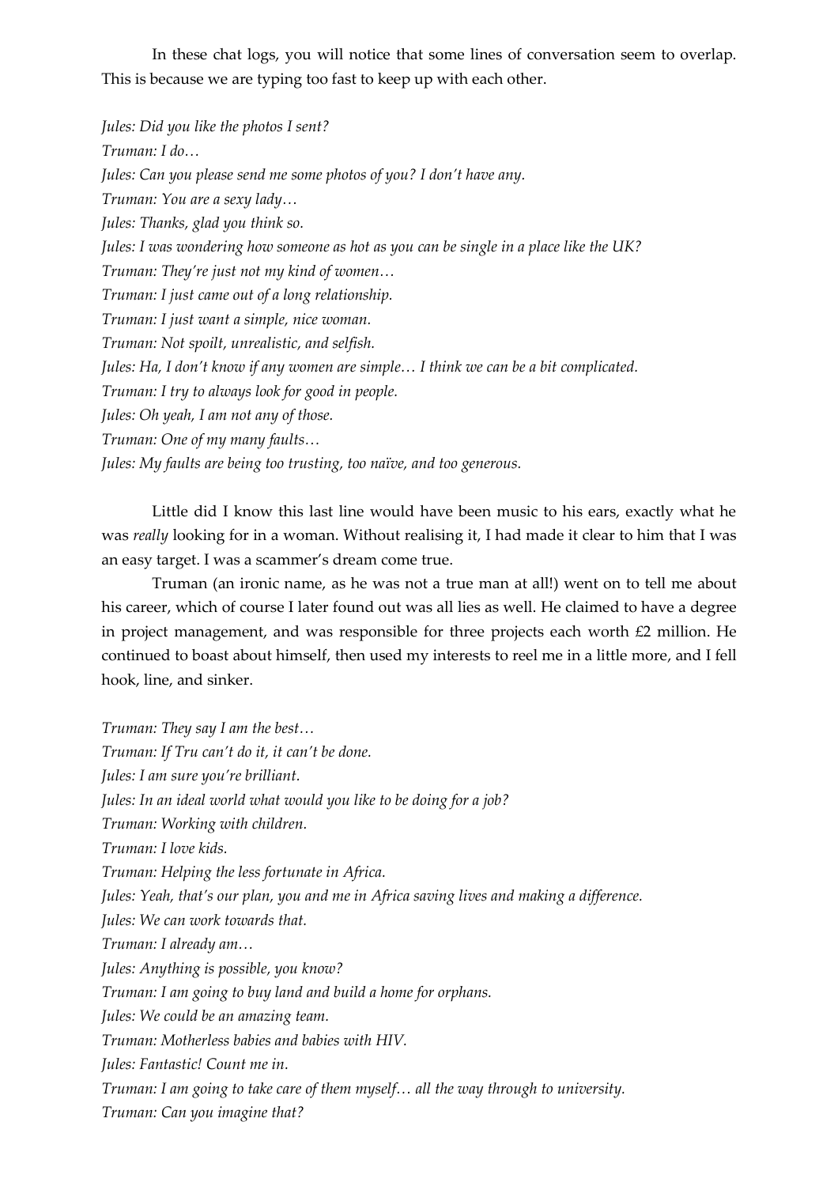In these chat logs, you will notice that some lines of conversation seem to overlap. This is because we are typing too fast to keep up with each other.

*Jules: Did you like the photos I sent?*
*Truman: I do…*
*Jules: Can you please send me some photos of you? I don't have any.*
*Truman: You are a sexy lady…*
*Jules: Thanks, glad you think so.*
*Jules: I was wondering how someone as hot as you can be single in a place like the UK?*
*Truman: They're just not my kind of women…*
*Truman: I just came out of a long relationship.*
*Truman: I just want a simple, nice woman.*
*Truman: Not spoilt, unrealistic, and selfish.*
*Jules: Ha, I don't know if any women are simple… I think we can be a bit complicated.*
*Truman: I try to always look for good in people.*
*Jules: Oh yeah, I am not any of those.*
*Truman: One of my many faults…*
*Jules: My faults are being too trusting, too naïve, and too generous.*

Little did I know this last line would have been music to his ears, exactly what he was *really* looking for in a woman. Without realising it, I had made it clear to him that I was an easy target. I was a scammer's dream come true.

Truman (an ironic name, as he was not a true man at all!) went on to tell me about his career, which of course I later found out was all lies as well. He claimed to have a degree in project management, and was responsible for three projects each worth £2 million. He continued to boast about himself, then used my interests to reel me in a little more, and I fell hook, line, and sinker.

*Truman: They say I am the best…*
*Truman: If Tru can't do it, it can't be done.*
*Jules: I am sure you're brilliant.*
*Jules: In an ideal world what would you like to be doing for a job?*
*Truman: Working with children.*
*Truman: I love kids.*
*Truman: Helping the less fortunate in Africa.*
*Jules: Yeah, that's our plan, you and me in Africa saving lives and making a difference.*
*Jules: We can work towards that.*
*Truman: I already am…*
*Jules: Anything is possible, you know?*
*Truman: I am going to buy land and build a home for orphans.*
*Jules: We could be an amazing team.*
*Truman: Motherless babies and babies with HIV.*
*Jules: Fantastic! Count me in.*
*Truman: I am going to take care of them myself… all the way through to university.*
*Truman: Can you imagine that?*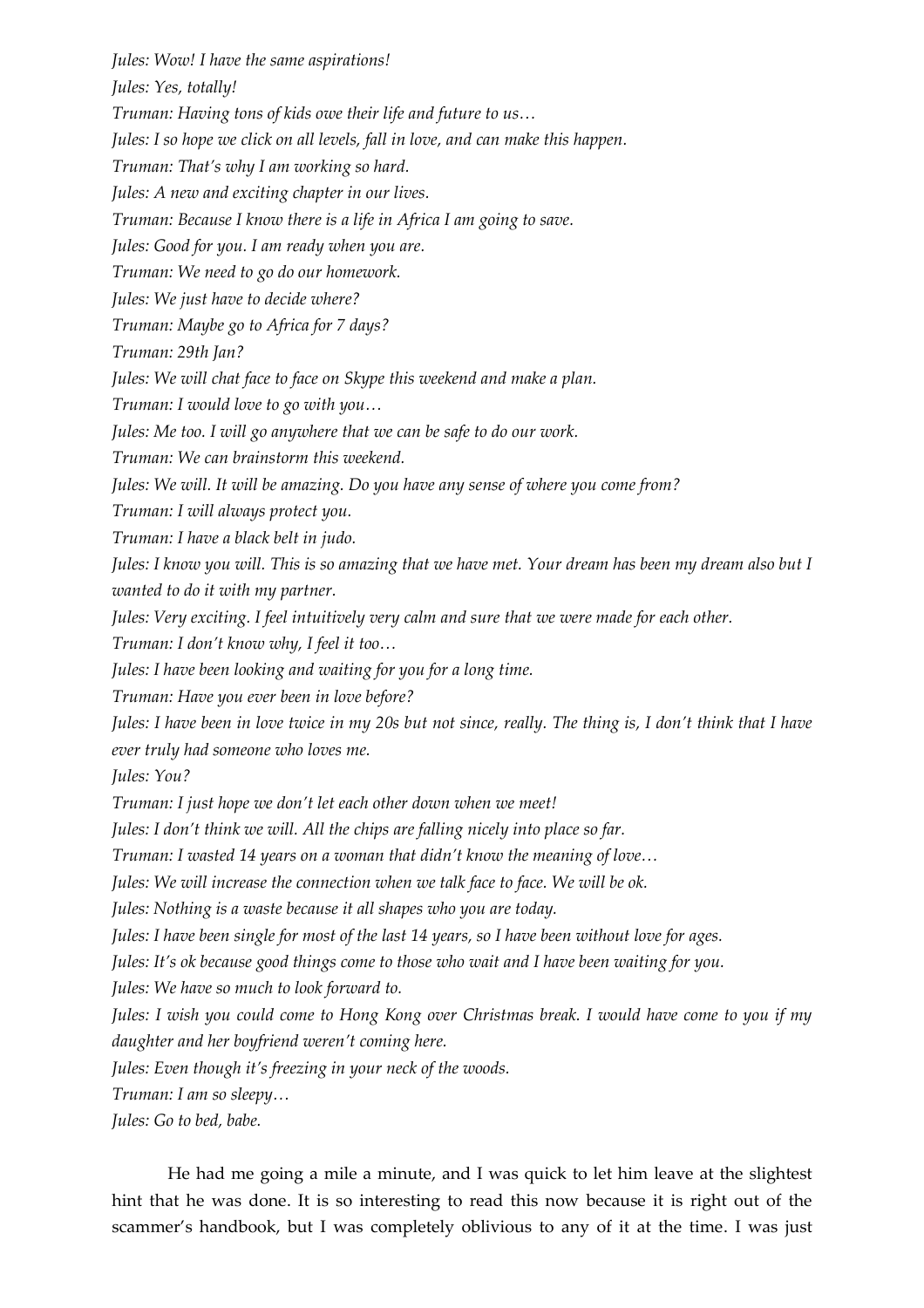*Jules: Wow! I have the same aspirations!*

*Jules: Yes, totally!*

*Truman: Having tons of kids owe their life and future to us…*

*Jules: I so hope we click on all levels, fall in love, and can make this happen.*

*Truman: That's why I am working so hard.*

*Jules: A new and exciting chapter in our lives.*

*Truman: Because I know there is a life in Africa I am going to save.*

*Jules: Good for you. I am ready when you are.*

*Truman: We need to go do our homework.*

*Jules: We just have to decide where?*

*Truman: Maybe go to Africa for 7 days?*

*Truman: 29th Jan?*

*Jules: We will chat face to face on Skype this weekend and make a plan.*

*Truman: I would love to go with you…*

*Jules: Me too. I will go anywhere that we can be safe to do our work.*

*Truman: We can brainstorm this weekend.*

*Jules: We will. It will be amazing. Do you have any sense of where you come from?*

*Truman: I will always protect you.*

*Truman: I have a black belt in judo.*

*Jules: I know you will. This is so amazing that we have met. Your dream has been my dream also but I wanted to do it with my partner.*

*Jules: Very exciting. I feel intuitively very calm and sure that we were made for each other.*

*Truman: I don't know why, I feel it too…*

*Jules: I have been looking and waiting for you for a long time.*

*Truman: Have you ever been in love before?*

*Jules: I have been in love twice in my 20s but not since, really. The thing is, I don't think that I have ever truly had someone who loves me.*

*Jules: You?*

*Truman: I just hope we don't let each other down when we meet!*

*Jules: I don't think we will. All the chips are falling nicely into place so far.*

*Truman: I wasted 14 years on a woman that didn't know the meaning of love…*

*Jules: We will increase the connection when we talk face to face. We will be ok.*

*Jules: Nothing is a waste because it all shapes who you are today.*

*Jules: I have been single for most of the last 14 years, so I have been without love for ages.*

*Jules: It's ok because good things come to those who wait and I have been waiting for you.*

*Jules: We have so much to look forward to.*

*Jules: I wish you could come to Hong Kong over Christmas break. I would have come to you if my daughter and her boyfriend weren't coming here.*

*Jules: Even though it's freezing in your neck of the woods.*

*Truman: I am so sleepy…*

*Jules: Go to bed, babe.*

He had me going a mile a minute, and I was quick to let him leave at the slightest hint that he was done. It is so interesting to read this now because it is right out of the scammer's handbook, but I was completely oblivious to any of it at the time. I was just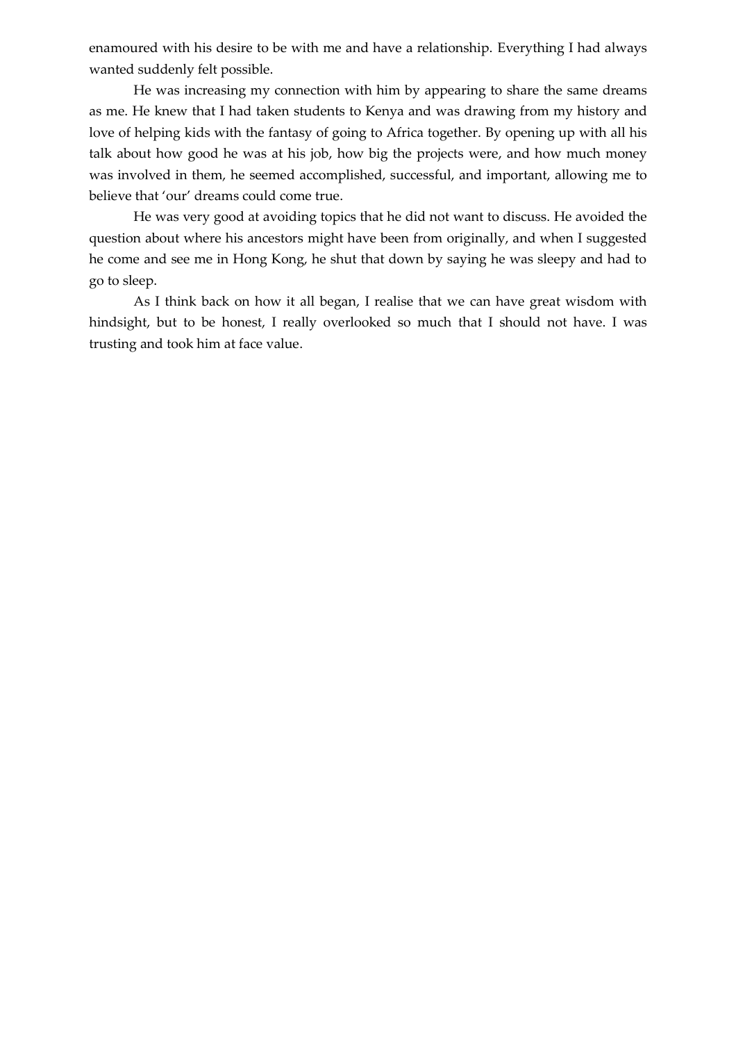enamoured with his desire to be with me and have a relationship. Everything I had always wanted suddenly felt possible.

He was increasing my connection with him by appearing to share the same dreams as me. He knew that I had taken students to Kenya and was drawing from my history and love of helping kids with the fantasy of going to Africa together. By opening up with all his talk about how good he was at his job, how big the projects were, and how much money was involved in them, he seemed accomplished, successful, and important, allowing me to believe that 'our' dreams could come true.

He was very good at avoiding topics that he did not want to discuss. He avoided the question about where his ancestors might have been from originally, and when I suggested he come and see me in Hong Kong, he shut that down by saying he was sleepy and had to go to sleep.

As I think back on how it all began, I realise that we can have great wisdom with hindsight, but to be honest, I really overlooked so much that I should not have. I was trusting and took him at face value.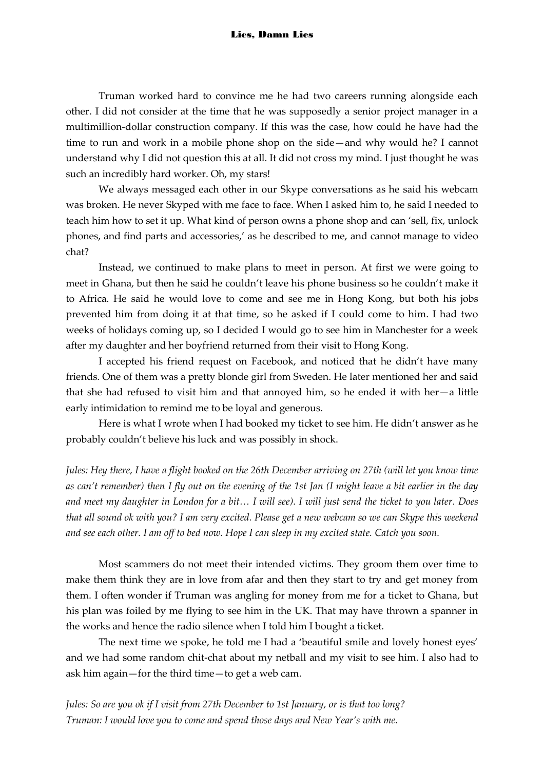Truman worked hard to convince me he had two careers running alongside each other. I did not consider at the time that he was supposedly a senior project manager in a multimillion-dollar construction company. If this was the case, how could he have had the time to run and work in a mobile phone shop on the side—and why would he? I cannot understand why I did not question this at all. It did not cross my mind. I just thought he was such an incredibly hard worker. Oh, my stars!

We always messaged each other in our Skype conversations as he said his webcam was broken. He never Skyped with me face to face. When I asked him to, he said I needed to teach him how to set it up. What kind of person owns a phone shop and can 'sell, fix, unlock phones, and find parts and accessories,' as he described to me, and cannot manage to video chat?

Instead, we continued to make plans to meet in person. At first we were going to meet in Ghana, but then he said he couldn't leave his phone business so he couldn't make it to Africa. He said he would love to come and see me in Hong Kong, but both his jobs prevented him from doing it at that time, so he asked if I could come to him. I had two weeks of holidays coming up, so I decided I would go to see him in Manchester for a week after my daughter and her boyfriend returned from their visit to Hong Kong.

I accepted his friend request on Facebook, and noticed that he didn't have many friends. One of them was a pretty blonde girl from Sweden. He later mentioned her and said that she had refused to visit him and that annoyed him, so he ended it with her—a little early intimidation to remind me to be loyal and generous.

Here is what I wrote when I had booked my ticket to see him. He didn't answer as he probably couldn't believe his luck and was possibly in shock.

*Jules: Hey there, I have a flight booked on the 26th December arriving on 27th (will let you know time as can't remember) then I fly out on the evening of the 1st Jan (I might leave a bit earlier in the day and meet my daughter in London for a bit… I will see). I will just send the ticket to you later. Does that all sound ok with you? I am very excited. Please get a new webcam so we can Skype this weekend and see each other. I am off to bed now. Hope I can sleep in my excited state. Catch you soon.*

Most scammers do not meet their intended victims. They groom them over time to make them think they are in love from afar and then they start to try and get money from them. I often wonder if Truman was angling for money from me for a ticket to Ghana, but his plan was foiled by me flying to see him in the UK. That may have thrown a spanner in the works and hence the radio silence when I told him I bought a ticket.

The next time we spoke, he told me I had a 'beautiful smile and lovely honest eyes' and we had some random chit-chat about my netball and my visit to see him. I also had to ask him again—for the third time—to get a web cam.

*Jules: So are you ok if I visit from 27th December to 1st January, or is that too long?*
*Truman: I would love you to come and spend those days and New Year's with me.*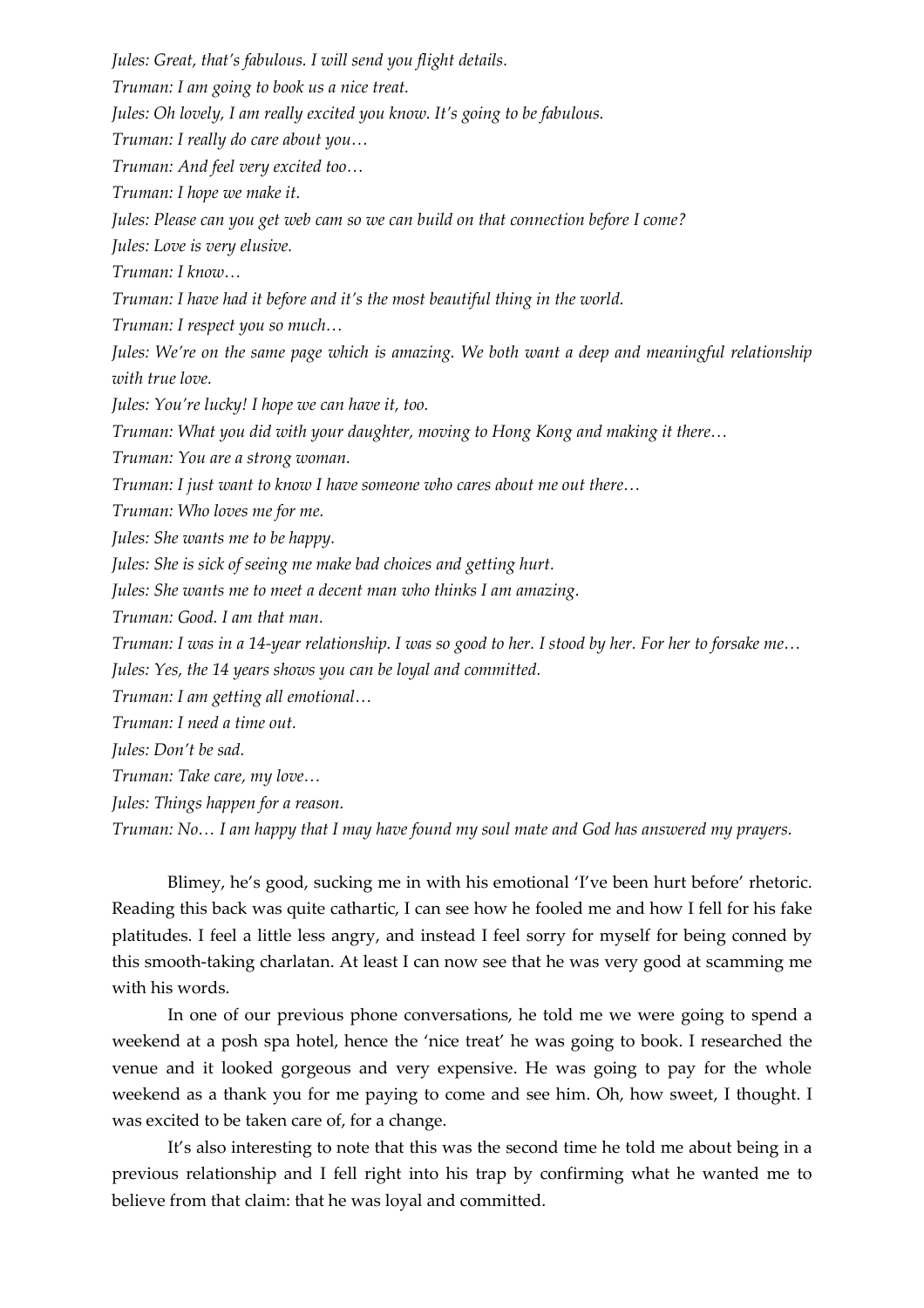*Jules: Great, that's fabulous. I will send you flight details.*

*Truman: I am going to book us a nice treat.*

*Jules: Oh lovely, I am really excited you know. It's going to be fabulous.*

*Truman: I really do care about you…*

*Truman: And feel very excited too…*

*Truman: I hope we make it.*

*Jules: Please can you get web cam so we can build on that connection before I come?*

*Jules: Love is very elusive.*

*Truman: I know…*

*Truman: I have had it before and it's the most beautiful thing in the world.*

*Truman: I respect you so much…*

*Jules: We're on the same page which is amazing. We both want a deep and meaningful relationship with true love.*

*Jules: You're lucky! I hope we can have it, too.*

*Truman: What you did with your daughter, moving to Hong Kong and making it there…*

*Truman: You are a strong woman.*

*Truman: I just want to know I have someone who cares about me out there…*

*Truman: Who loves me for me.*

*Jules: She wants me to be happy.*

*Jules: She is sick of seeing me make bad choices and getting hurt.*

*Jules: She wants me to meet a decent man who thinks I am amazing.*

*Truman: Good. I am that man.*

*Truman: I was in a 14-year relationship. I was so good to her. I stood by her. For her to forsake me…*

*Jules: Yes, the 14 years shows you can be loyal and committed.*

*Truman: I am getting all emotional…*

*Truman: I need a time out.*

*Jules: Don't be sad.*

*Truman: Take care, my love…*

*Jules: Things happen for a reason.*

*Truman: No… I am happy that I may have found my soul mate and God has answered my prayers.*

Blimey, he's good, sucking me in with his emotional 'I've been hurt before' rhetoric. Reading this back was quite cathartic, I can see how he fooled me and how I fell for his fake platitudes. I feel a little less angry, and instead I feel sorry for myself for being conned by this smooth-taking charlatan. At least I can now see that he was very good at scamming me with his words.

In one of our previous phone conversations, he told me we were going to spend a weekend at a posh spa hotel, hence the 'nice treat' he was going to book. I researched the venue and it looked gorgeous and very expensive. He was going to pay for the whole weekend as a thank you for me paying to come and see him. Oh, how sweet, I thought. I was excited to be taken care of, for a change.

It's also interesting to note that this was the second time he told me about being in a previous relationship and I fell right into his trap by confirming what he wanted me to believe from that claim: that he was loyal and committed.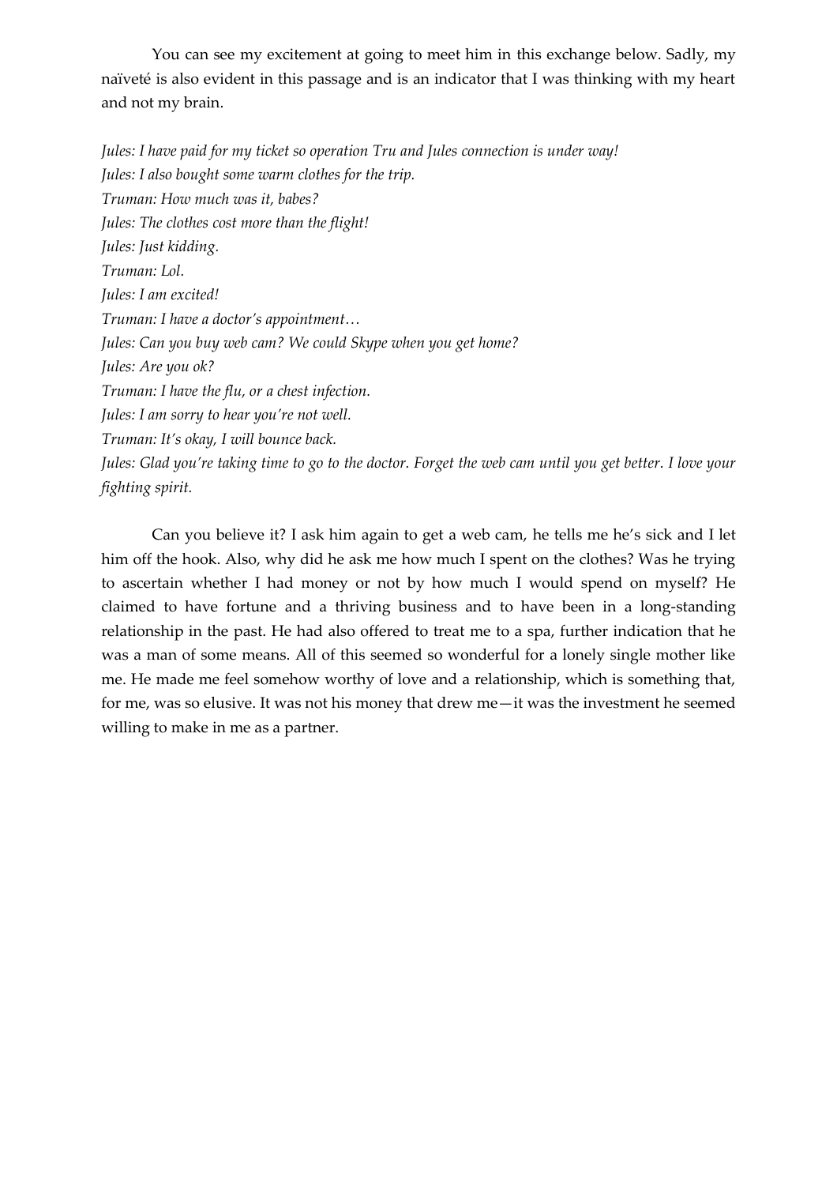You can see my excitement at going to meet him in this exchange below. Sadly, my naïveté is also evident in this passage and is an indicator that I was thinking with my heart and not my brain.

*Jules: I have paid for my ticket so operation Tru and Jules connection is under way!*
*Jules: I also bought some warm clothes for the trip.*
*Truman: How much was it, babes?*
*Jules: The clothes cost more than the flight!*
*Jules: Just kidding.*
*Truman: Lol.*
*Jules: I am excited!*
*Truman: I have a doctor's appointment…*
*Jules: Can you buy web cam? We could Skype when you get home?*
*Jules: Are you ok?*
*Truman: I have the flu, or a chest infection.*
*Jules: I am sorry to hear you're not well.*
*Truman: It's okay, I will bounce back.*
*Jules: Glad you're taking time to go to the doctor. Forget the web cam until you get better. I love your fighting spirit.*

Can you believe it? I ask him again to get a web cam, he tells me he's sick and I let him off the hook. Also, why did he ask me how much I spent on the clothes? Was he trying to ascertain whether I had money or not by how much I would spend on myself? He claimed to have fortune and a thriving business and to have been in a long-standing relationship in the past. He had also offered to treat me to a spa, further indication that he was a man of some means. All of this seemed so wonderful for a lonely single mother like me. He made me feel somehow worthy of love and a relationship, which is something that, for me, was so elusive. It was not his money that drew me—it was the investment he seemed willing to make in me as a partner.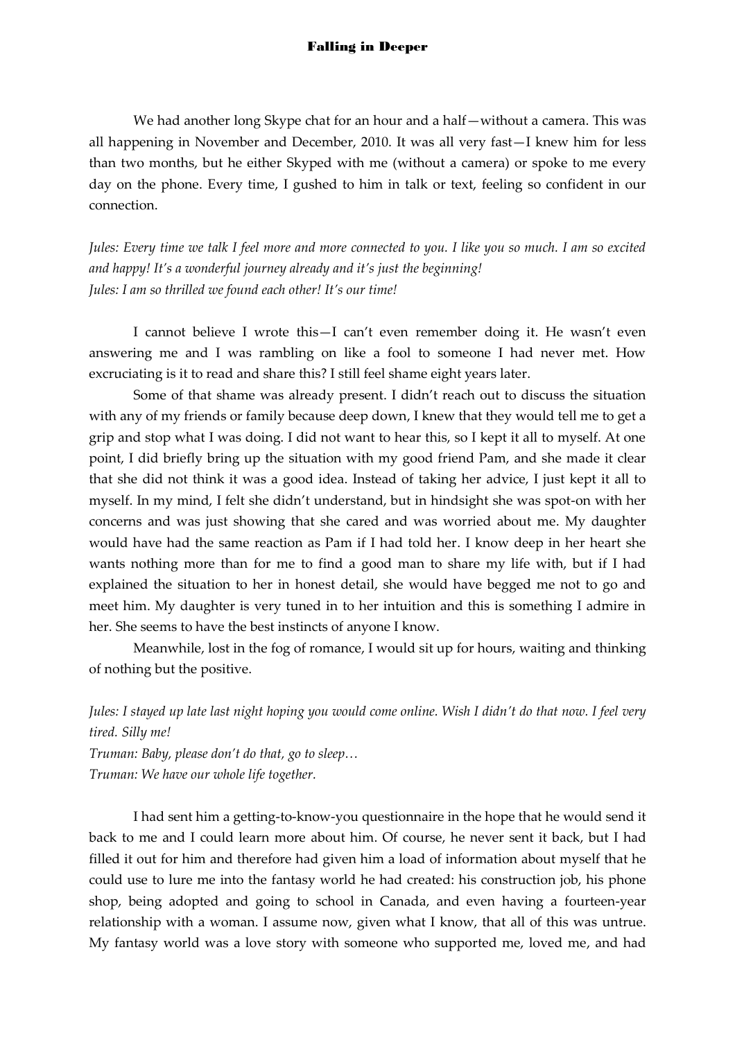We had another long Skype chat for an hour and a half—without a camera. This was all happening in November and December, 2010. It was all very fast—I knew him for less than two months, but he either Skyped with me (without a camera) or spoke to me every day on the phone. Every time, I gushed to him in talk or text, feeling so confident in our connection.

*Jules: Every time we talk I feel more and more connected to you. I like you so much. I am so excited and happy! It's a wonderful journey already and it's just the beginning!*
*Jules: I am so thrilled we found each other! It's our time!*

I cannot believe I wrote this—I can't even remember doing it. He wasn't even answering me and I was rambling on like a fool to someone I had never met. How excruciating is it to read and share this? I still feel shame eight years later.

Some of that shame was already present. I didn't reach out to discuss the situation with any of my friends or family because deep down, I knew that they would tell me to get a grip and stop what I was doing. I did not want to hear this, so I kept it all to myself. At one point, I did briefly bring up the situation with my good friend Pam, and she made it clear that she did not think it was a good idea. Instead of taking her advice, I just kept it all to myself. In my mind, I felt she didn't understand, but in hindsight she was spot-on with her concerns and was just showing that she cared and was worried about me. My daughter would have had the same reaction as Pam if I had told her. I know deep in her heart she wants nothing more than for me to find a good man to share my life with, but if I had explained the situation to her in honest detail, she would have begged me not to go and meet him. My daughter is very tuned in to her intuition and this is something I admire in her. She seems to have the best instincts of anyone I know.

Meanwhile, lost in the fog of romance, I would sit up for hours, waiting and thinking of nothing but the positive.

*Jules: I stayed up late last night hoping you would come online. Wish I didn't do that now. I feel very tired. Silly me!*
*Truman: Baby, please don't do that, go to sleep…*
*Truman: We have our whole life together.*

I had sent him a getting-to-know-you questionnaire in the hope that he would send it back to me and I could learn more about him. Of course, he never sent it back, but I had filled it out for him and therefore had given him a load of information about myself that he could use to lure me into the fantasy world he had created: his construction job, his phone shop, being adopted and going to school in Canada, and even having a fourteen-year relationship with a woman. I assume now, given what I know, that all of this was untrue. My fantasy world was a love story with someone who supported me, loved me, and had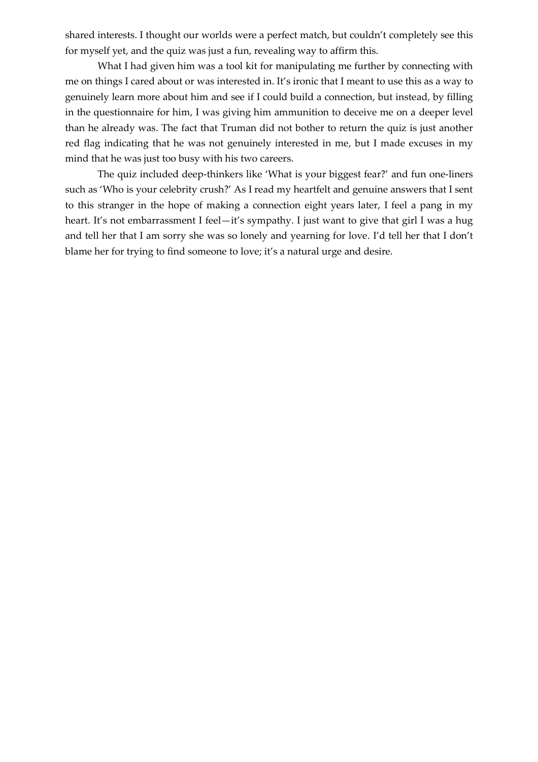shared interests. I thought our worlds were a perfect match, but couldn't completely see this for myself yet, and the quiz was just a fun, revealing way to affirm this.

What I had given him was a tool kit for manipulating me further by connecting with me on things I cared about or was interested in. It's ironic that I meant to use this as a way to genuinely learn more about him and see if I could build a connection, but instead, by filling in the questionnaire for him, I was giving him ammunition to deceive me on a deeper level than he already was. The fact that Truman did not bother to return the quiz is just another red flag indicating that he was not genuinely interested in me, but I made excuses in my mind that he was just too busy with his two careers.

The quiz included deep-thinkers like 'What is your biggest fear?' and fun one-liners such as 'Who is your celebrity crush?' As I read my heartfelt and genuine answers that I sent to this stranger in the hope of making a connection eight years later, I feel a pang in my heart. It's not embarrassment I feel—it's sympathy. I just want to give that girl I was a hug and tell her that I am sorry she was so lonely and yearning for love. I'd tell her that I don't blame her for trying to find someone to love; it's a natural urge and desire.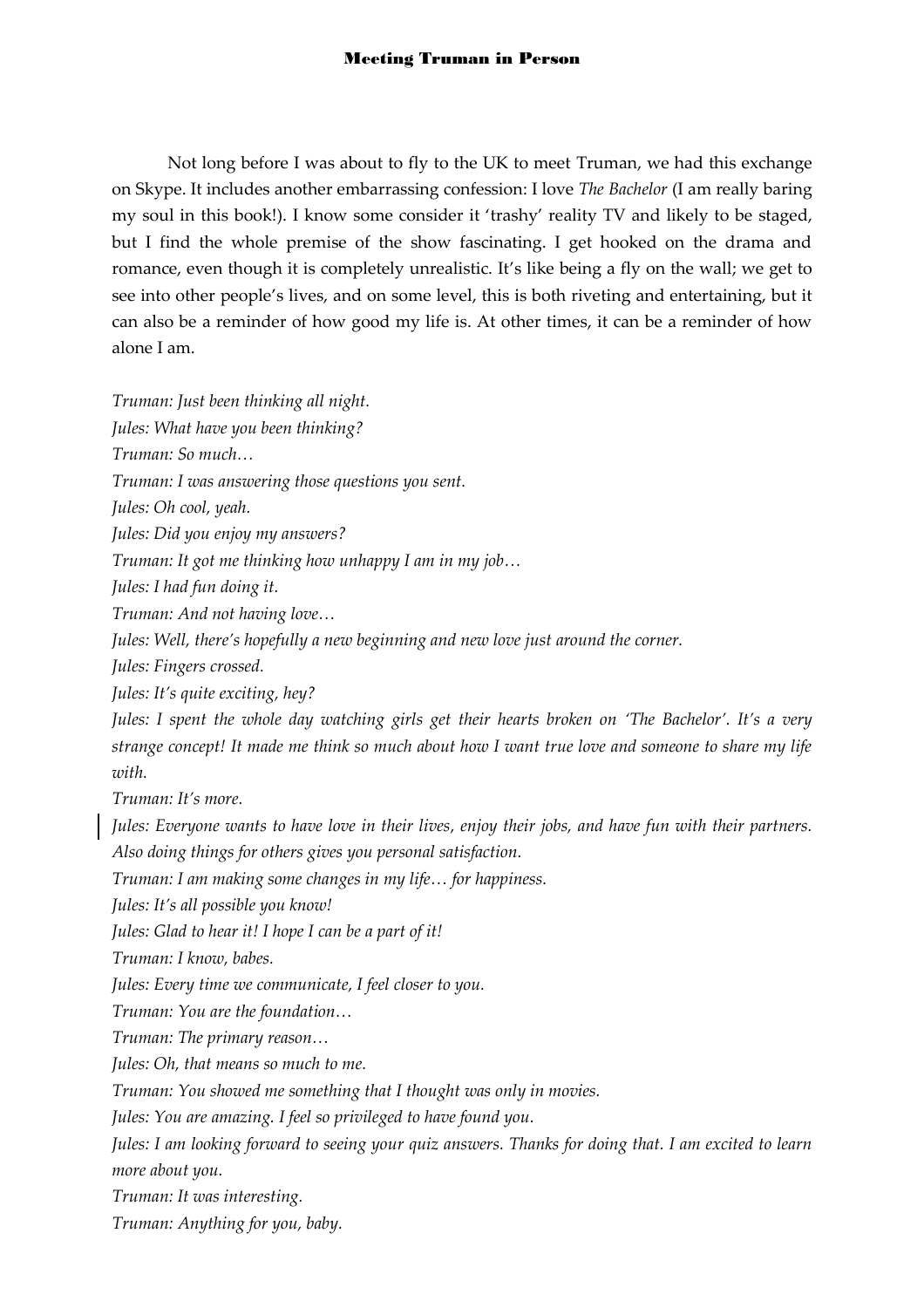Not long before I was about to fly to the UK to meet Truman, we had this exchange on Skype. It includes another embarrassing confession: I love *The Bachelor* (I am really baring my soul in this book!). I know some consider it 'trashy' reality TV and likely to be staged, but I find the whole premise of the show fascinating. I get hooked on the drama and romance, even though it is completely unrealistic. It's like being a fly on the wall; we get to see into other people's lives, and on some level, this is both riveting and entertaining, but it can also be a reminder of how good my life is. At other times, it can be a reminder of how alone I am.

*Truman: Just been thinking all night.*
*Jules: What have you been thinking?*
*Truman: So much…*
*Truman: I was answering those questions you sent.*
*Jules: Oh cool, yeah.*
*Jules: Did you enjoy my answers?*
*Truman: It got me thinking how unhappy I am in my job…*
*Jules: I had fun doing it.*
*Truman: And not having love…*
*Jules: Well, there's hopefully a new beginning and new love just around the corner.*
*Jules: Fingers crossed.*
*Jules: It's quite exciting, hey?*
*Jules: I spent the whole day watching girls get their hearts broken on 'The Bachelor'. It's a very strange concept! It made me think so much about how I want true love and someone to share my life with.*
*Truman: It's more.*
*Jules: Everyone wants to have love in their lives, enjoy their jobs, and have fun with their partners. Also doing things for others gives you personal satisfaction.*
*Truman: I am making some changes in my life… for happiness.*
*Jules: It's all possible you know!*
*Jules: Glad to hear it! I hope I can be a part of it!*
*Truman: I know, babes.*
*Jules: Every time we communicate, I feel closer to you.*
*Truman: You are the foundation…*
*Truman: The primary reason…*
*Jules: Oh, that means so much to me.*
*Truman: You showed me something that I thought was only in movies.*
*Jules: You are amazing. I feel so privileged to have found you.*
*Jules: I am looking forward to seeing your quiz answers. Thanks for doing that. I am excited to learn more about you.*
*Truman: It was interesting.*
*Truman: Anything for you, baby.*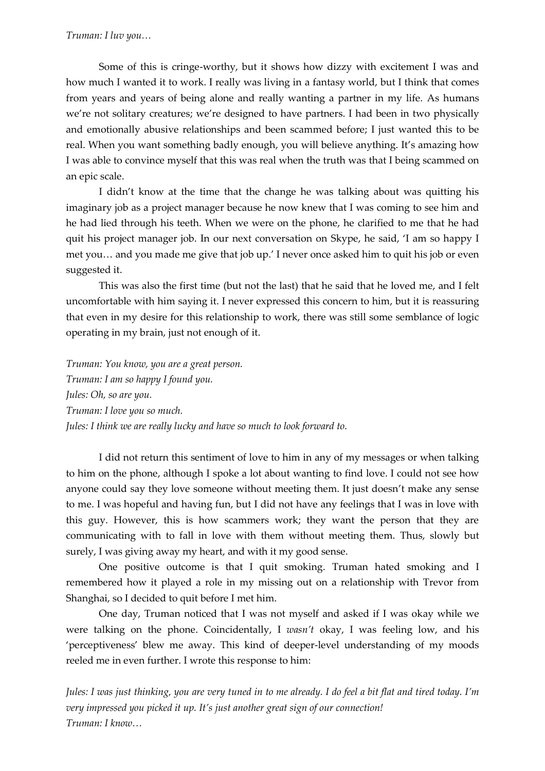*Truman: I luv you…*

Some of this is cringe-worthy, but it shows how dizzy with excitement I was and how much I wanted it to work. I really was living in a fantasy world, but I think that comes from years and years of being alone and really wanting a partner in my life. As humans we're not solitary creatures; we're designed to have partners. I had been in two physically and emotionally abusive relationships and been scammed before; I just wanted this to be real. When you want something badly enough, you will believe anything. It's amazing how I was able to convince myself that this was real when the truth was that I being scammed on an epic scale.

I didn't know at the time that the change he was talking about was quitting his imaginary job as a project manager because he now knew that I was coming to see him and he had lied through his teeth. When we were on the phone, he clarified to me that he had quit his project manager job. In our next conversation on Skype, he said, 'I am so happy I met you… and you made me give that job up.' I never once asked him to quit his job or even suggested it.

This was also the first time (but not the last) that he said that he loved me, and I felt uncomfortable with him saying it. I never expressed this concern to him, but it is reassuring that even in my desire for this relationship to work, there was still some semblance of logic operating in my brain, just not enough of it.

*Truman: You know, you are a great person.*
*Truman: I am so happy I found you.*
*Jules: Oh, so are you.*
*Truman: I love you so much.*
*Jules: I think we are really lucky and have so much to look forward to.*

I did not return this sentiment of love to him in any of my messages or when talking to him on the phone, although I spoke a lot about wanting to find love. I could not see how anyone could say they love someone without meeting them. It just doesn't make any sense to me. I was hopeful and having fun, but I did not have any feelings that I was in love with this guy. However, this is how scammers work; they want the person that they are communicating with to fall in love with them without meeting them. Thus, slowly but surely, I was giving away my heart, and with it my good sense.

One positive outcome is that I quit smoking. Truman hated smoking and I remembered how it played a role in my missing out on a relationship with Trevor from Shanghai, so I decided to quit before I met him.

One day, Truman noticed that I was not myself and asked if I was okay while we were talking on the phone. Coincidentally, I *wasn't* okay, I was feeling low, and his 'perceptiveness' blew me away. This kind of deeper-level understanding of my moods reeled me in even further. I wrote this response to him:

*Jules: I was just thinking, you are very tuned in to me already. I do feel a bit flat and tired today. I'm very impressed you picked it up. It's just another great sign of our connection!*
*Truman: I know…*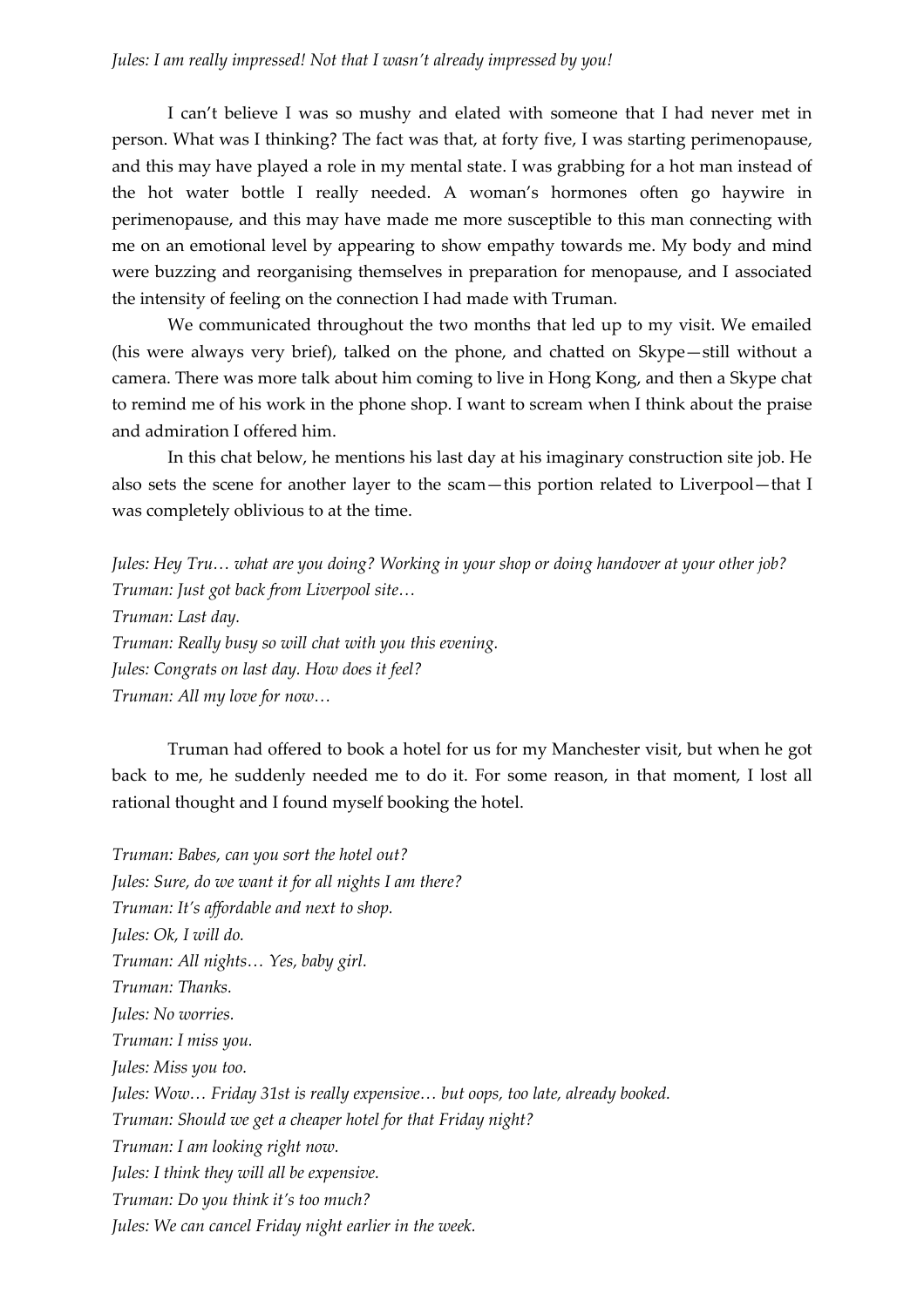*Jules: I am really impressed! Not that I wasn't already impressed by you!*

I can't believe I was so mushy and elated with someone that I had never met in person. What was I thinking? The fact was that, at forty five, I was starting perimenopause, and this may have played a role in my mental state. I was grabbing for a hot man instead of the hot water bottle I really needed. A woman's hormones often go haywire in perimenopause, and this may have made me more susceptible to this man connecting with me on an emotional level by appearing to show empathy towards me. My body and mind were buzzing and reorganising themselves in preparation for menopause, and I associated the intensity of feeling on the connection I had made with Truman.

We communicated throughout the two months that led up to my visit. We emailed (his were always very brief), talked on the phone, and chatted on Skype—still without a camera. There was more talk about him coming to live in Hong Kong, and then a Skype chat to remind me of his work in the phone shop. I want to scream when I think about the praise and admiration I offered him.

In this chat below, he mentions his last day at his imaginary construction site job. He also sets the scene for another layer to the scam—this portion related to Liverpool—that I was completely oblivious to at the time.

*Jules: Hey Tru… what are you doing? Working in your shop or doing handover at your other job?*
*Truman: Just got back from Liverpool site…*
*Truman: Last day.*
*Truman: Really busy so will chat with you this evening.*
*Jules: Congrats on last day. How does it feel?*
*Truman: All my love for now…*

Truman had offered to book a hotel for us for my Manchester visit, but when he got back to me, he suddenly needed me to do it. For some reason, in that moment, I lost all rational thought and I found myself booking the hotel.

*Truman: Babes, can you sort the hotel out?*
*Jules: Sure, do we want it for all nights I am there?*
*Truman: It's affordable and next to shop.*
*Jules: Ok, I will do.*
*Truman: All nights… Yes, baby girl.*
*Truman: Thanks.*
*Jules: No worries.*
*Truman: I miss you.*
*Jules: Miss you too.*
*Jules: Wow… Friday 31st is really expensive… but oops, too late, already booked.*
*Truman: Should we get a cheaper hotel for that Friday night?*
*Truman: I am looking right now.*
*Jules: I think they will all be expensive.*
*Truman: Do you think it's too much?*
*Jules: We can cancel Friday night earlier in the week.*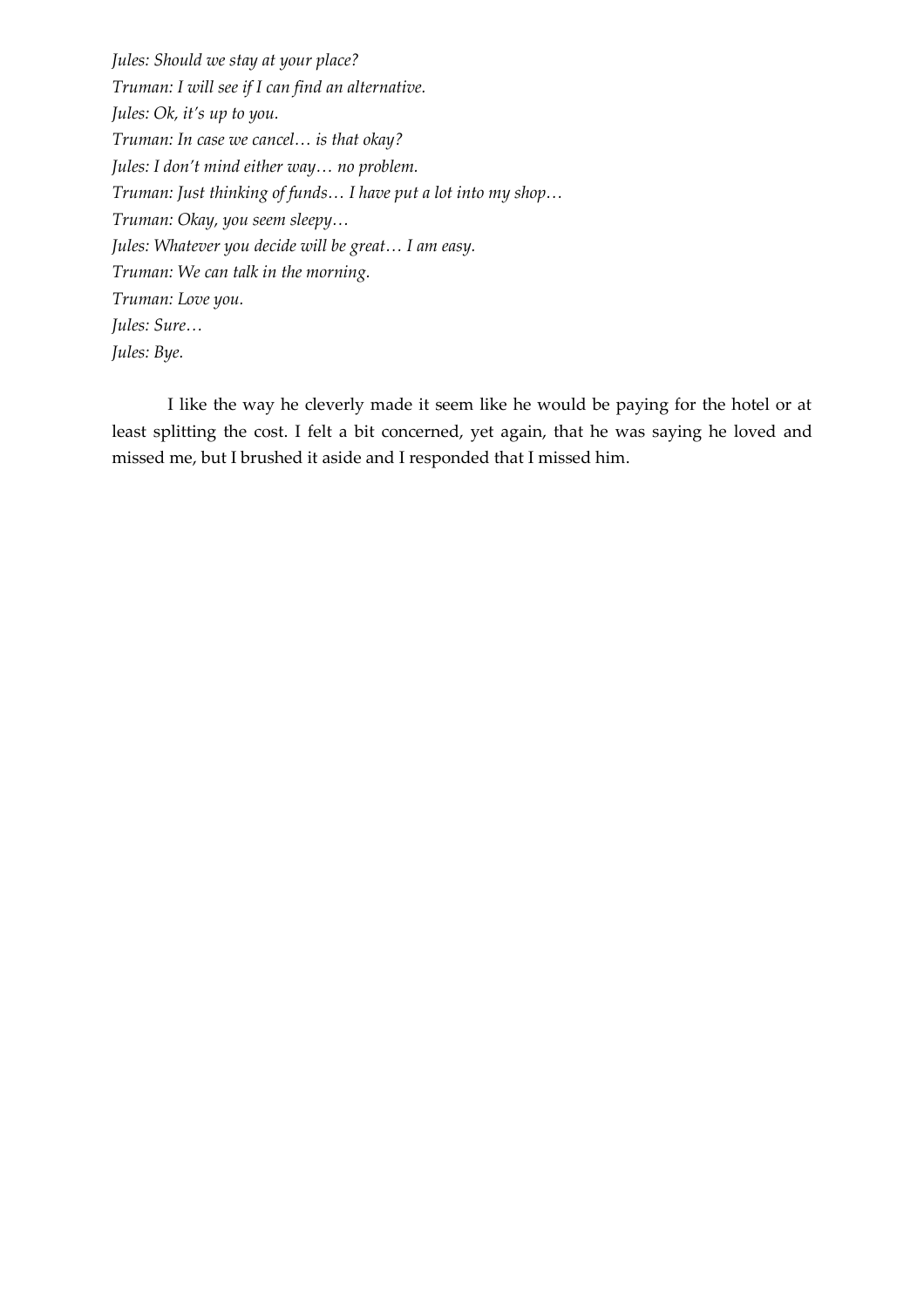*Jules: Should we stay at your place?*
*Truman: I will see if I can find an alternative.*
*Jules: Ok, it's up to you.*
*Truman: In case we cancel… is that okay?*
*Jules: I don't mind either way… no problem.*
*Truman: Just thinking of funds… I have put a lot into my shop…*
*Truman: Okay, you seem sleepy…*
*Jules: Whatever you decide will be great… I am easy.*
*Truman: We can talk in the morning.*
*Truman: Love you.*
*Jules: Sure…*
*Jules: Bye.*

I like the way he cleverly made it seem like he would be paying for the hotel or at least splitting the cost. I felt a bit concerned, yet again, that he was saying he loved and missed me, but I brushed it aside and I responded that I missed him.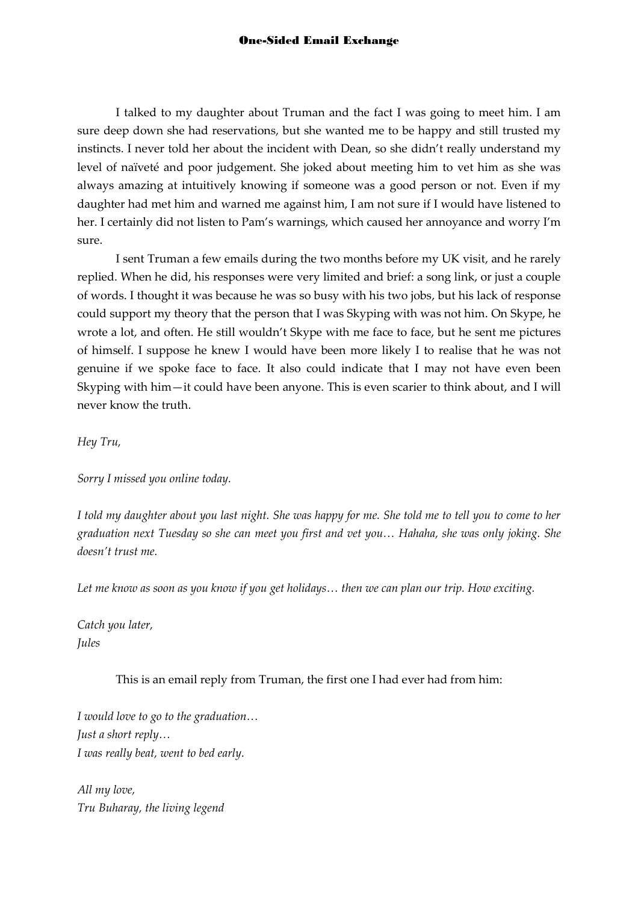I talked to my daughter about Truman and the fact I was going to meet him. I am sure deep down she had reservations, but she wanted me to be happy and still trusted my instincts. I never told her about the incident with Dean, so she didn't really understand my level of naïveté and poor judgement. She joked about meeting him to vet him as she was always amazing at intuitively knowing if someone was a good person or not. Even if my daughter had met him and warned me against him, I am not sure if I would have listened to her. I certainly did not listen to Pam's warnings, which caused her annoyance and worry I'm sure.

I sent Truman a few emails during the two months before my UK visit, and he rarely replied. When he did, his responses were very limited and brief: a song link, or just a couple of words. I thought it was because he was so busy with his two jobs, but his lack of response could support my theory that the person that I was Skyping with was not him. On Skype, he wrote a lot, and often. He still wouldn't Skype with me face to face, but he sent me pictures of himself. I suppose he knew I would have been more likely I to realise that he was not genuine if we spoke face to face. It also could indicate that I may not have even been Skyping with him—it could have been anyone. This is even scarier to think about, and I will never know the truth.

*Hey Tru,*

*Sorry I missed you online today.*

*I told my daughter about you last night. She was happy for me. She told me to tell you to come to her graduation next Tuesday so she can meet you first and vet you… Hahaha, she was only joking. She doesn't trust me.*

*Let me know as soon as you know if you get holidays… then we can plan our trip. How exciting.*

*Catch you later,*
*Jules*

This is an email reply from Truman, the first one I had ever had from him:

*I would love to go to the graduation…*
*Just a short reply…*
*I was really beat, went to bed early.*

*All my love,*
*Tru Buharay, the living legend*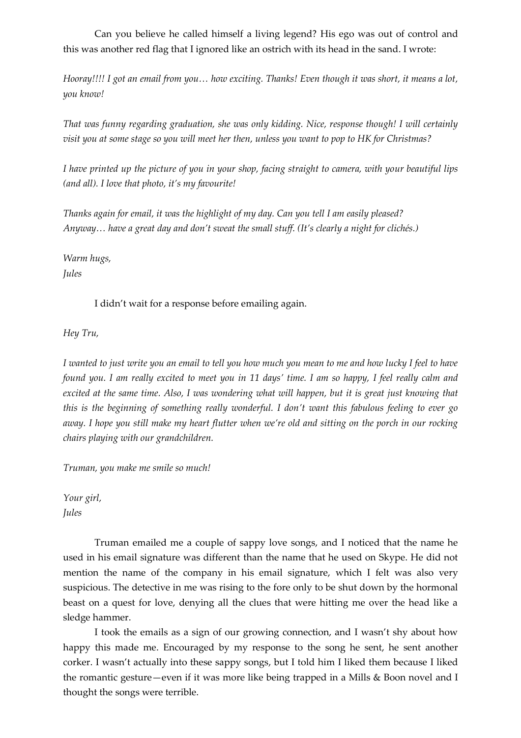Can you believe he called himself a living legend? His ego was out of control and this was another red flag that I ignored like an ostrich with its head in the sand. I wrote:

*Hooray!!!! I got an email from you… how exciting. Thanks! Even though it was short, it means a lot, you know!*

*That was funny regarding graduation, she was only kidding. Nice, response though! I will certainly visit you at some stage so you will meet her then, unless you want to pop to HK for Christmas?*

*I have printed up the picture of you in your shop, facing straight to camera, with your beautiful lips (and all). I love that photo, it's my favourite!*

*Thanks again for email, it was the highlight of my day. Can you tell I am easily pleased?*
*Anyway… have a great day and don't sweat the small stuff. (It's clearly a night for clichés.)*

*Warm hugs,*
*Jules*

I didn't wait for a response before emailing again.

*Hey Tru,*

*I wanted to just write you an email to tell you how much you mean to me and how lucky I feel to have found you. I am really excited to meet you in 11 days' time. I am so happy, I feel really calm and excited at the same time. Also, I was wondering what will happen, but it is great just knowing that this is the beginning of something really wonderful. I don't want this fabulous feeling to ever go away. I hope you still make my heart flutter when we're old and sitting on the porch in our rocking chairs playing with our grandchildren.*

*Truman, you make me smile so much!*

*Your girl,*
*Jules*

Truman emailed me a couple of sappy love songs, and I noticed that the name he used in his email signature was different than the name that he used on Skype. He did not mention the name of the company in his email signature, which I felt was also very suspicious. The detective in me was rising to the fore only to be shut down by the hormonal beast on a quest for love, denying all the clues that were hitting me over the head like a sledge hammer.

I took the emails as a sign of our growing connection, and I wasn't shy about how happy this made me. Encouraged by my response to the song he sent, he sent another corker. I wasn't actually into these sappy songs, but I told him I liked them because I liked the romantic gesture—even if it was more like being trapped in a Mills & Boon novel and I thought the songs were terrible.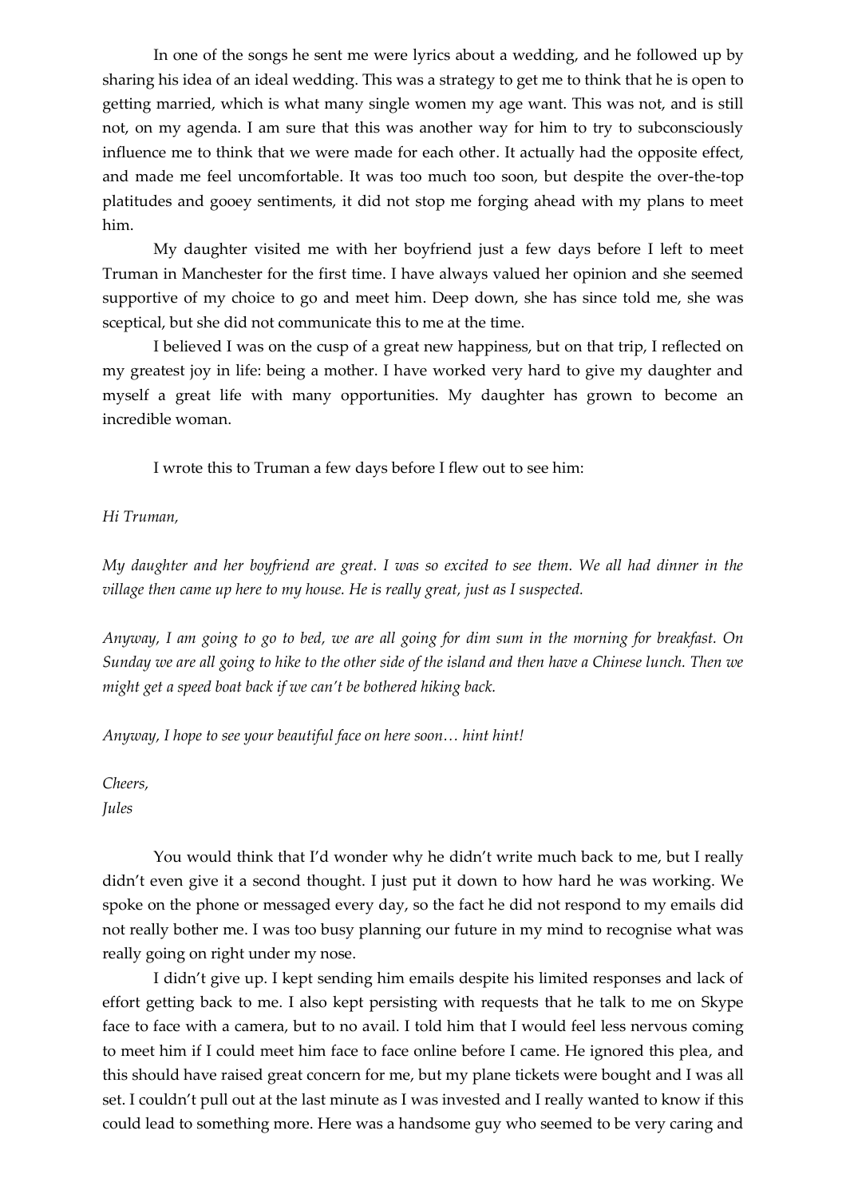In one of the songs he sent me were lyrics about a wedding, and he followed up by sharing his idea of an ideal wedding. This was a strategy to get me to think that he is open to getting married, which is what many single women my age want. This was not, and is still not, on my agenda. I am sure that this was another way for him to try to subconsciously influence me to think that we were made for each other. It actually had the opposite effect, and made me feel uncomfortable. It was too much too soon, but despite the over-the-top platitudes and gooey sentiments, it did not stop me forging ahead with my plans to meet him.

My daughter visited me with her boyfriend just a few days before I left to meet Truman in Manchester for the first time. I have always valued her opinion and she seemed supportive of my choice to go and meet him. Deep down, she has since told me, she was sceptical, but she did not communicate this to me at the time.

I believed I was on the cusp of a great new happiness, but on that trip, I reflected on my greatest joy in life: being a mother. I have worked very hard to give my daughter and myself a great life with many opportunities. My daughter has grown to become an incredible woman.

I wrote this to Truman a few days before I flew out to see him:

*Hi Truman,*

*My daughter and her boyfriend are great. I was so excited to see them. We all had dinner in the village then came up here to my house. He is really great, just as I suspected.*

*Anyway, I am going to go to bed, we are all going for dim sum in the morning for breakfast. On Sunday we are all going to hike to the other side of the island and then have a Chinese lunch. Then we might get a speed boat back if we can't be bothered hiking back.*

*Anyway, I hope to see your beautiful face on here soon… hint hint!*

*Cheers,*
*Jules*

You would think that I'd wonder why he didn't write much back to me, but I really didn't even give it a second thought. I just put it down to how hard he was working. We spoke on the phone or messaged every day, so the fact he did not respond to my emails did not really bother me. I was too busy planning our future in my mind to recognise what was really going on right under my nose.

I didn't give up. I kept sending him emails despite his limited responses and lack of effort getting back to me. I also kept persisting with requests that he talk to me on Skype face to face with a camera, but to no avail. I told him that I would feel less nervous coming to meet him if I could meet him face to face online before I came. He ignored this plea, and this should have raised great concern for me, but my plane tickets were bought and I was all set. I couldn't pull out at the last minute as I was invested and I really wanted to know if this could lead to something more. Here was a handsome guy who seemed to be very caring and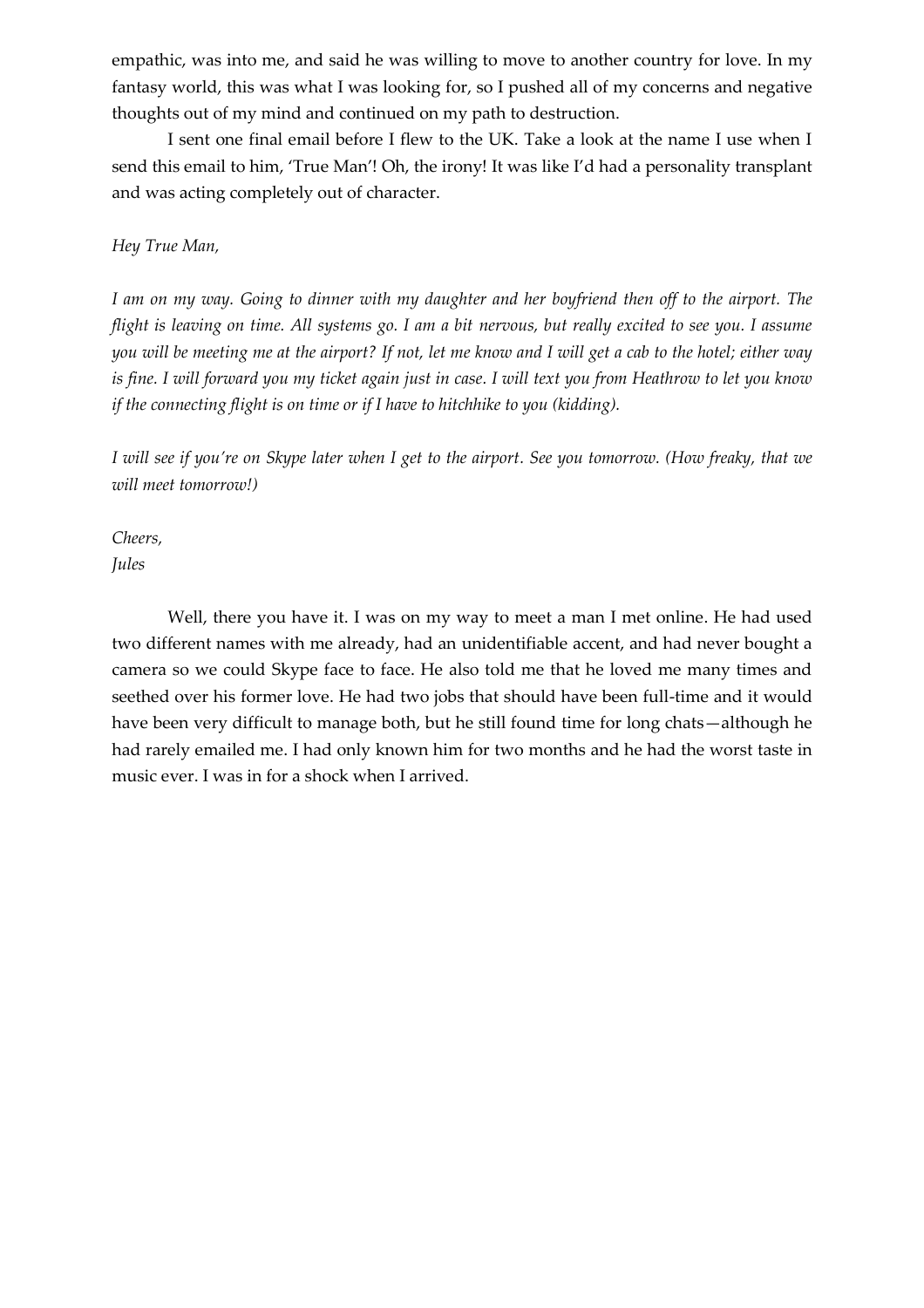empathic, was into me, and said he was willing to move to another country for love. In my fantasy world, this was what I was looking for, so I pushed all of my concerns and negative thoughts out of my mind and continued on my path to destruction.

I sent one final email before I flew to the UK. Take a look at the name I use when I send this email to him, 'True Man'! Oh, the irony! It was like I'd had a personality transplant and was acting completely out of character.

*Hey True Man,*

*I am on my way. Going to dinner with my daughter and her boyfriend then off to the airport. The flight is leaving on time. All systems go. I am a bit nervous, but really excited to see you. I assume you will be meeting me at the airport? If not, let me know and I will get a cab to the hotel; either way is fine. I will forward you my ticket again just in case. I will text you from Heathrow to let you know if the connecting flight is on time or if I have to hitchhike to you (kidding).*

*I will see if you're on Skype later when I get to the airport. See you tomorrow. (How freaky, that we will meet tomorrow!)*

*Cheers,*
*Jules*

Well, there you have it. I was on my way to meet a man I met online. He had used two different names with me already, had an unidentifiable accent, and had never bought a camera so we could Skype face to face. He also told me that he loved me many times and seethed over his former love. He had two jobs that should have been full-time and it would have been very difficult to manage both, but he still found time for long chats—although he had rarely emailed me. I had only known him for two months and he had the worst taste in music ever. I was in for a shock when I arrived.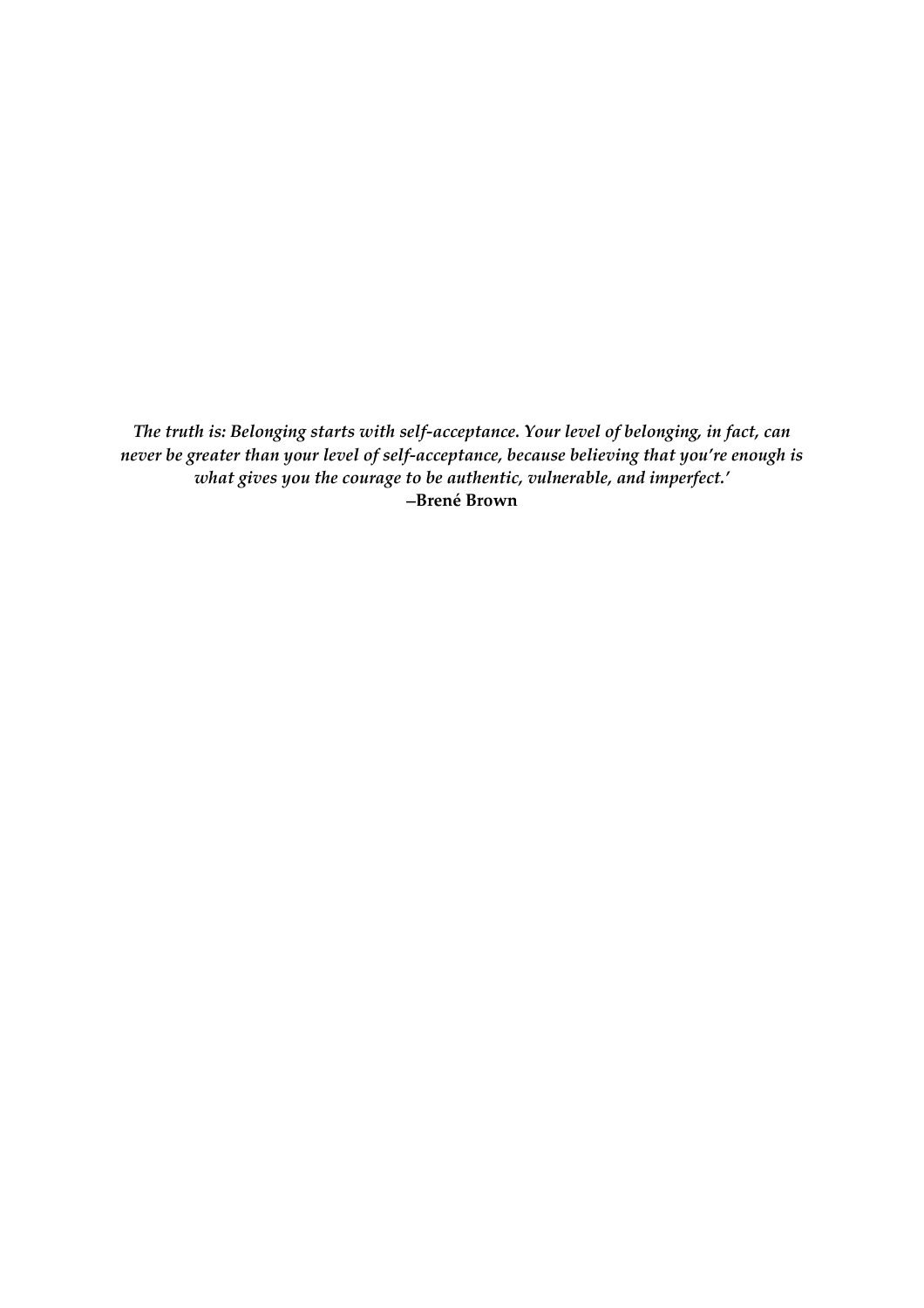*The truth is: Belonging starts with self-acceptance. Your level of belonging, in fact, can never be greater than your level of self-acceptance, because believing that you're enough is what gives you the courage to be authentic, vulnerable, and imperfect.'*

**–Brené Brown**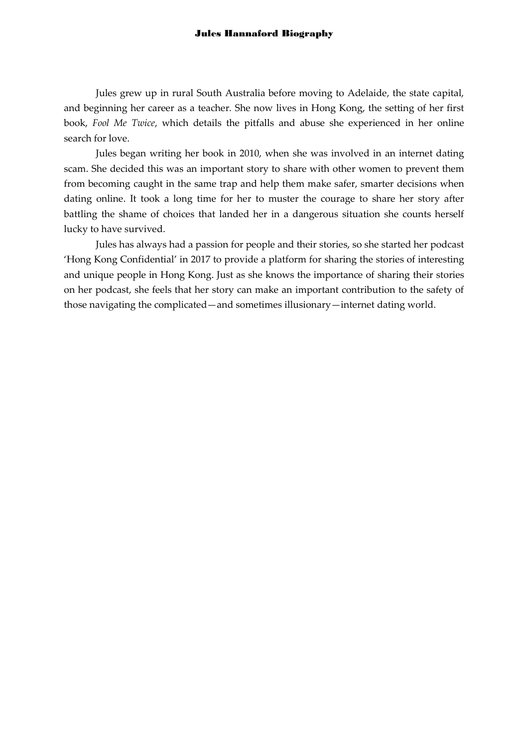# Jules Hannaford Biography

Jules grew up in rural South Australia before moving to Adelaide, the state capital, and beginning her career as a teacher. She now lives in Hong Kong, the setting of her first book, *Fool Me Twice*, which details the pitfalls and abuse she experienced in her online search for love.

Jules began writing her book in 2010, when she was involved in an internet dating scam. She decided this was an important story to share with other women to prevent them from becoming caught in the same trap and help them make safer, smarter decisions when dating online. It took a long time for her to muster the courage to share her story after battling the shame of choices that landed her in a dangerous situation she counts herself lucky to have survived.

Jules has always had a passion for people and their stories, so she started her podcast 'Hong Kong Confidential' in 2017 to provide a platform for sharing the stories of interesting and unique people in Hong Kong. Just as she knows the importance of sharing their stories on her podcast, she feels that her story can make an important contribution to the safety of those navigating the complicated—and sometimes illusionary—internet dating world.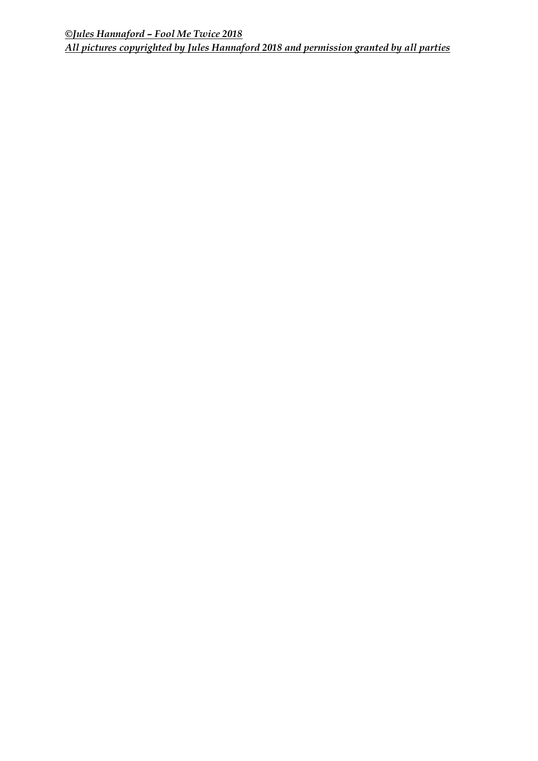***©Jules Hannaford – Fool Me Twice 2018***

***All pictures copyrighted by Jules Hannaford 2018 and permission granted by all parties***